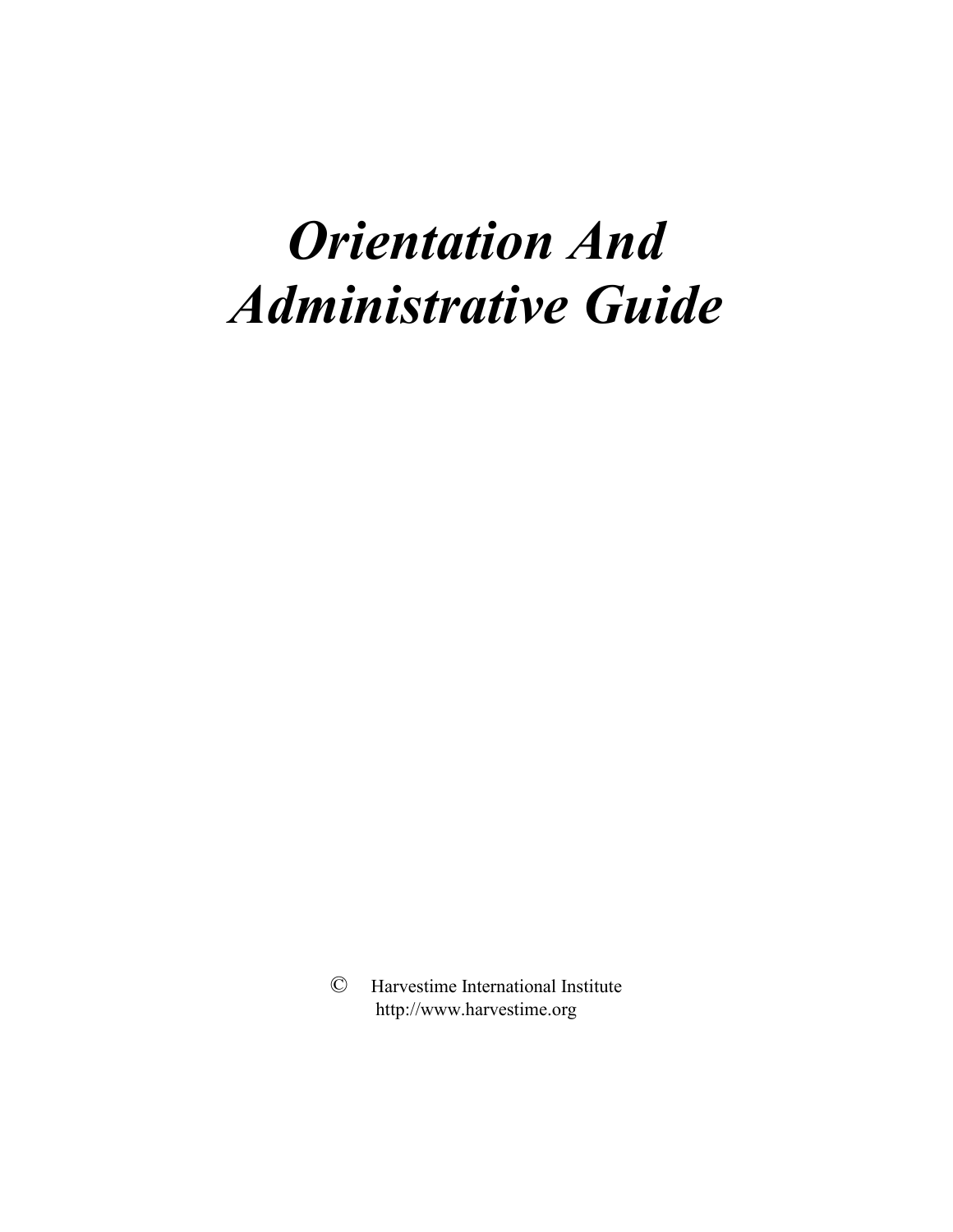# *Orientation And Administrative Guide*

© Harvestime International Institute
http://www.harvestime.org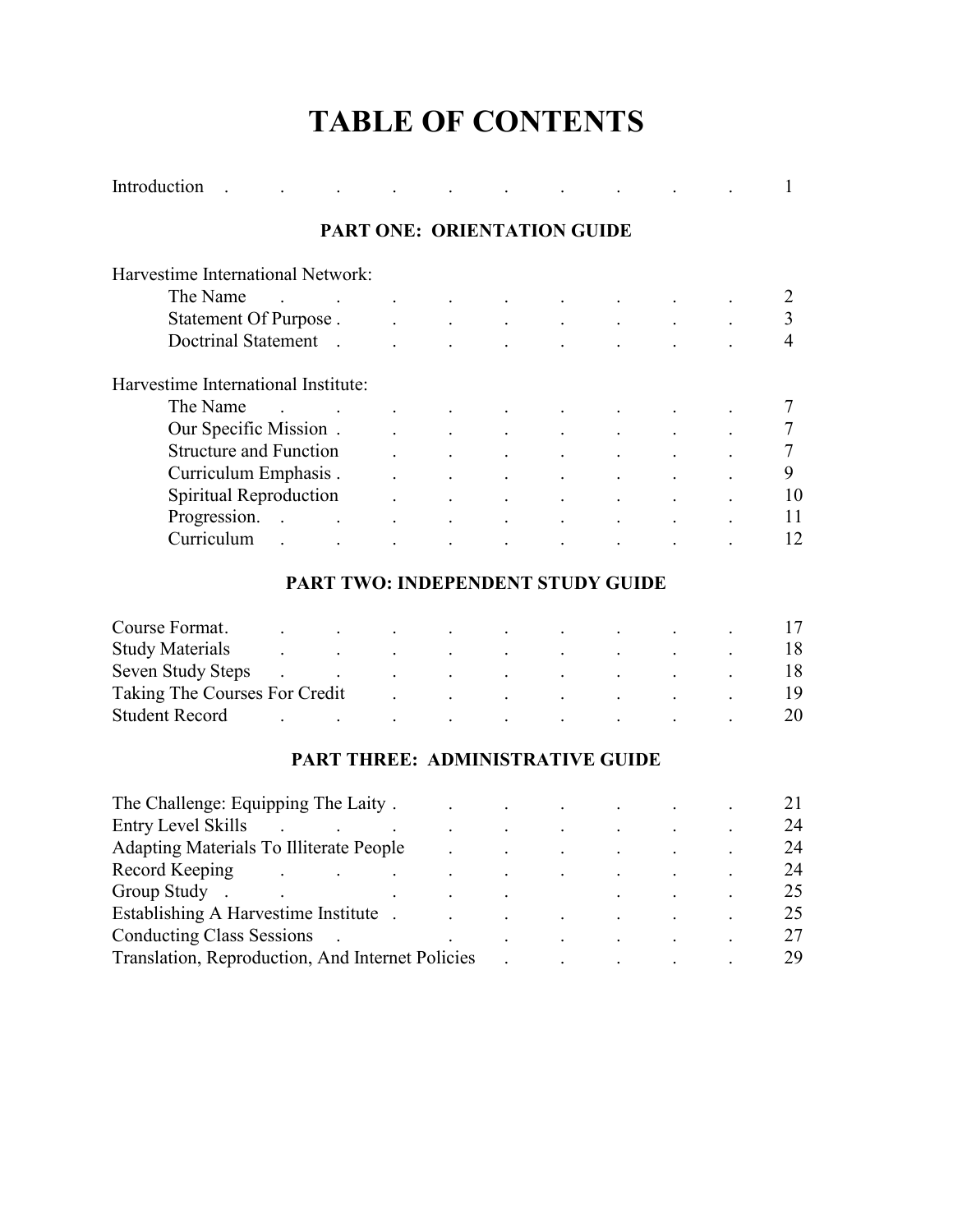# TABLE OF CONTENTS

Introduction . . . . . . . . . . . 1

## PART ONE: ORIENTATION GUIDE

Harvestime International Network:

- The Name . . . . . . . . . . 2
- Statement Of Purpose . . . . . . . . . 3
- Doctrinal Statement . . . . . . . . . 4

Harvestime International Institute:

- The Name . . . . . . . . . . 7
- Our Specific Mission . . . . . . . . . 7
- Structure and Function . . . . . . . . . 7
- Curriculum Emphasis . . . . . . . . . 9
- Spiritual Reproduction . . . . . . . . . 10
- Progression. . . . . . . . . . . 11
- Curriculum . . . . . . . . . . 12

## PART TWO: INDEPENDENT STUDY GUIDE

Course Format. . . . . . . . . . . 17
Study Materials . . . . . . . . . . 18
Seven Study Steps . . . . . . . . . . 18
Taking The Courses For Credit . . . . . . . 19
Student Record . . . . . . . . . . 20

## PART THREE: ADMINISTRATIVE GUIDE

The Challenge: Equipping The Laity . . . . . . . 21
Entry Level Skills . . . . . . . . . . 24
Adapting Materials To Illiterate People . . . . . . 24
Record Keeping . . . . . . . . . . 24
Group Study . . . . . . . . . 25
Establishing A Harvestime Institute . . . . . . . 25
Conducting Class Sessions . . . . . . . . 27
Translation, Reproduction, And Internet Policies . . . . . 29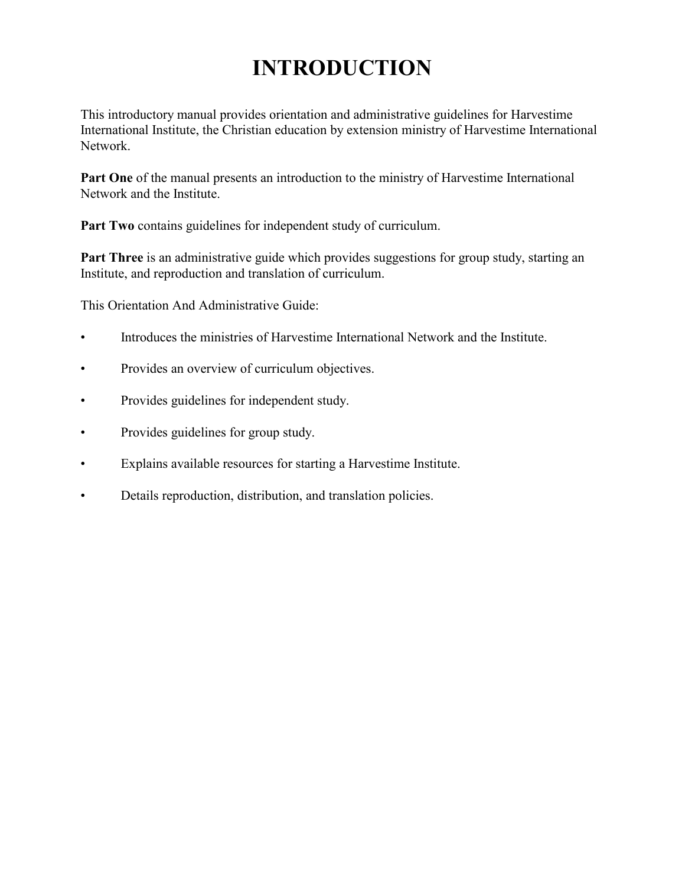# INTRODUCTION

This introductory manual provides orientation and administrative guidelines for Harvestime International Institute, the Christian education by extension ministry of Harvestime International Network.

**Part One** of the manual presents an introduction to the ministry of Harvestime International Network and the Institute.

**Part Two** contains guidelines for independent study of curriculum.

**Part Three** is an administrative guide which provides suggestions for group study, starting an Institute, and reproduction and translation of curriculum.

This Orientation And Administrative Guide:

- Introduces the ministries of Harvestime International Network and the Institute.
- Provides an overview of curriculum objectives.
- Provides guidelines for independent study.
- Provides guidelines for group study.
- Explains available resources for starting a Harvestime Institute.
- Details reproduction, distribution, and translation policies.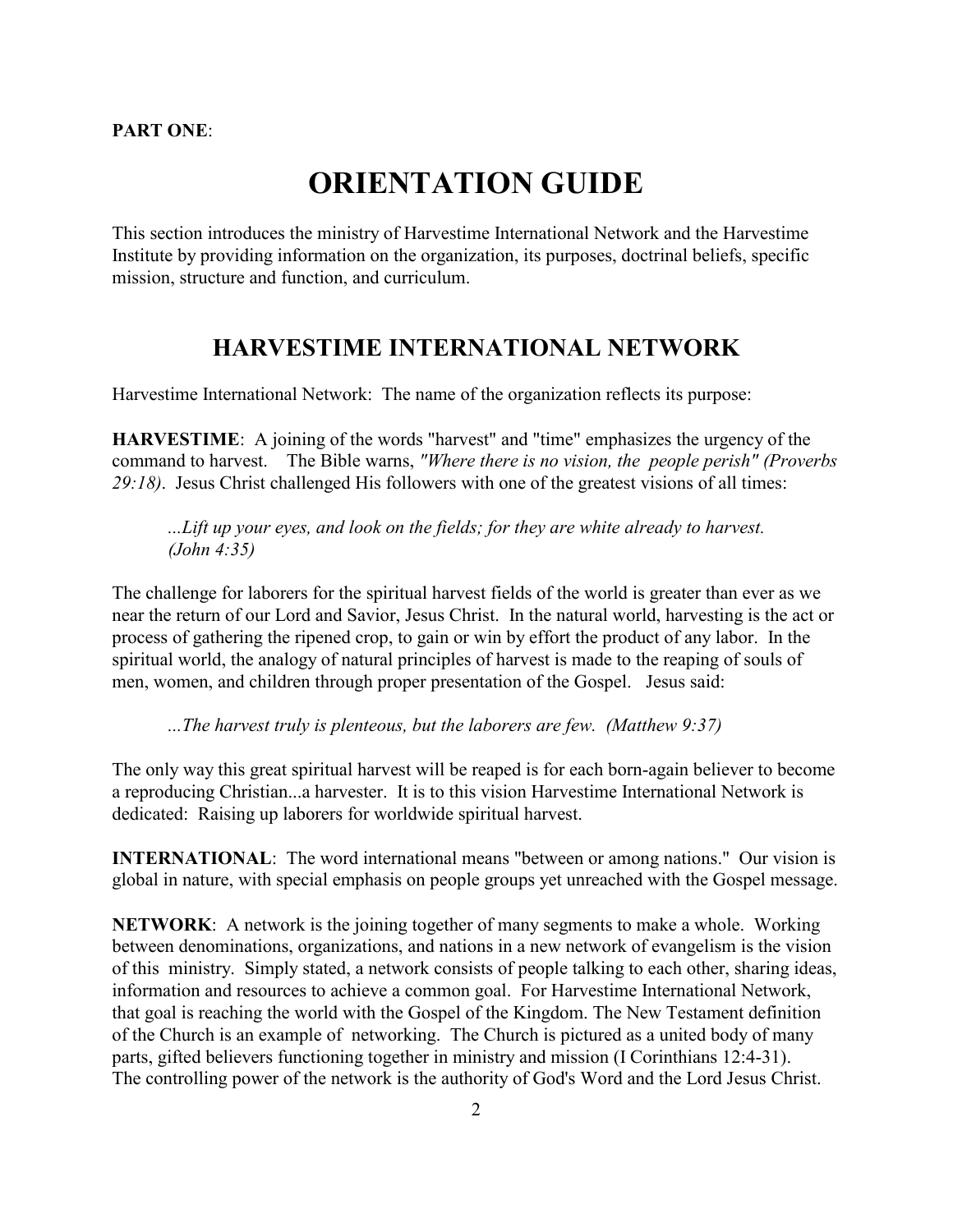**PART ONE**:

# ORIENTATION GUIDE

This section introduces the ministry of Harvestime International Network and the Harvestime Institute by providing information on the organization, its purposes, doctrinal beliefs, specific mission, structure and function, and curriculum.

## HARVESTIME INTERNATIONAL NETWORK

Harvestime International Network: The name of the organization reflects its purpose:

**HARVESTIME**: A joining of the words "harvest" and "time" emphasizes the urgency of the command to harvest. The Bible warns, *"Where there is no vision, the people perish" (Proverbs 29:18)*. Jesus Christ challenged His followers with one of the greatest visions of all times:

> *...Lift up your eyes, and look on the fields; for they are white already to harvest. (John 4:35)*

The challenge for laborers for the spiritual harvest fields of the world is greater than ever as we near the return of our Lord and Savior, Jesus Christ. In the natural world, harvesting is the act or process of gathering the ripened crop, to gain or win by effort the product of any labor. In the spiritual world, the analogy of natural principles of harvest is made to the reaping of souls of men, women, and children through proper presentation of the Gospel. Jesus said:

> *...The harvest truly is plenteous, but the laborers are few. (Matthew 9:37)*

The only way this great spiritual harvest will be reaped is for each born-again believer to become a reproducing Christian...a harvester. It is to this vision Harvestime International Network is dedicated: Raising up laborers for worldwide spiritual harvest.

**INTERNATIONAL**: The word international means "between or among nations." Our vision is global in nature, with special emphasis on people groups yet unreached with the Gospel message.

**NETWORK**: A network is the joining together of many segments to make a whole. Working between denominations, organizations, and nations in a new network of evangelism is the vision of this ministry. Simply stated, a network consists of people talking to each other, sharing ideas, information and resources to achieve a common goal. For Harvestime International Network, that goal is reaching the world with the Gospel of the Kingdom. The New Testament definition of the Church is an example of networking. The Church is pictured as a united body of many parts, gifted believers functioning together in ministry and mission (I Corinthians 12:4-31). The controlling power of the network is the authority of God's Word and the Lord Jesus Christ.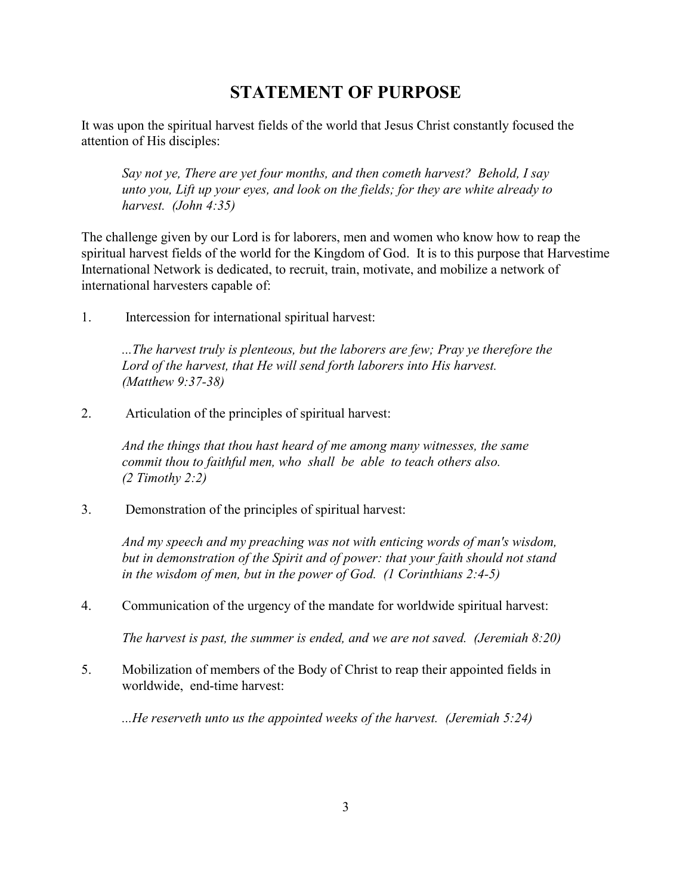# STATEMENT OF PURPOSE

It was upon the spiritual harvest fields of the world that Jesus Christ constantly focused the attention of His disciples:

> *Say not ye, There are yet four months, and then cometh harvest? Behold, I say unto you, Lift up your eyes, and look on the fields; for they are white already to harvest. (John 4:35)*

The challenge given by our Lord is for laborers, men and women who know how to reap the spiritual harvest fields of the world for the Kingdom of God. It is to this purpose that Harvestime International Network is dedicated, to recruit, train, motivate, and mobilize a network of international harvesters capable of:

1. Intercession for international spiritual harvest:

   *...The harvest truly is plenteous, but the laborers are few; Pray ye therefore the Lord of the harvest, that He will send forth laborers into His harvest. (Matthew 9:37-38)*

2. Articulation of the principles of spiritual harvest:

   *And the things that thou hast heard of me among many witnesses, the same commit thou to faithful men, who shall be able to teach others also. (2 Timothy 2:2)*

3. Demonstration of the principles of spiritual harvest:

   *And my speech and my preaching was not with enticing words of man's wisdom, but in demonstration of the Spirit and of power: that your faith should not stand in the wisdom of men, but in the power of God. (1 Corinthians 2:4-5)*

4. Communication of the urgency of the mandate for worldwide spiritual harvest:

   *The harvest is past, the summer is ended, and we are not saved. (Jeremiah 8:20)*

5. Mobilization of members of the Body of Christ to reap their appointed fields in worldwide, end-time harvest:

   *...He reserveth unto us the appointed weeks of the harvest. (Jeremiah 5:24)*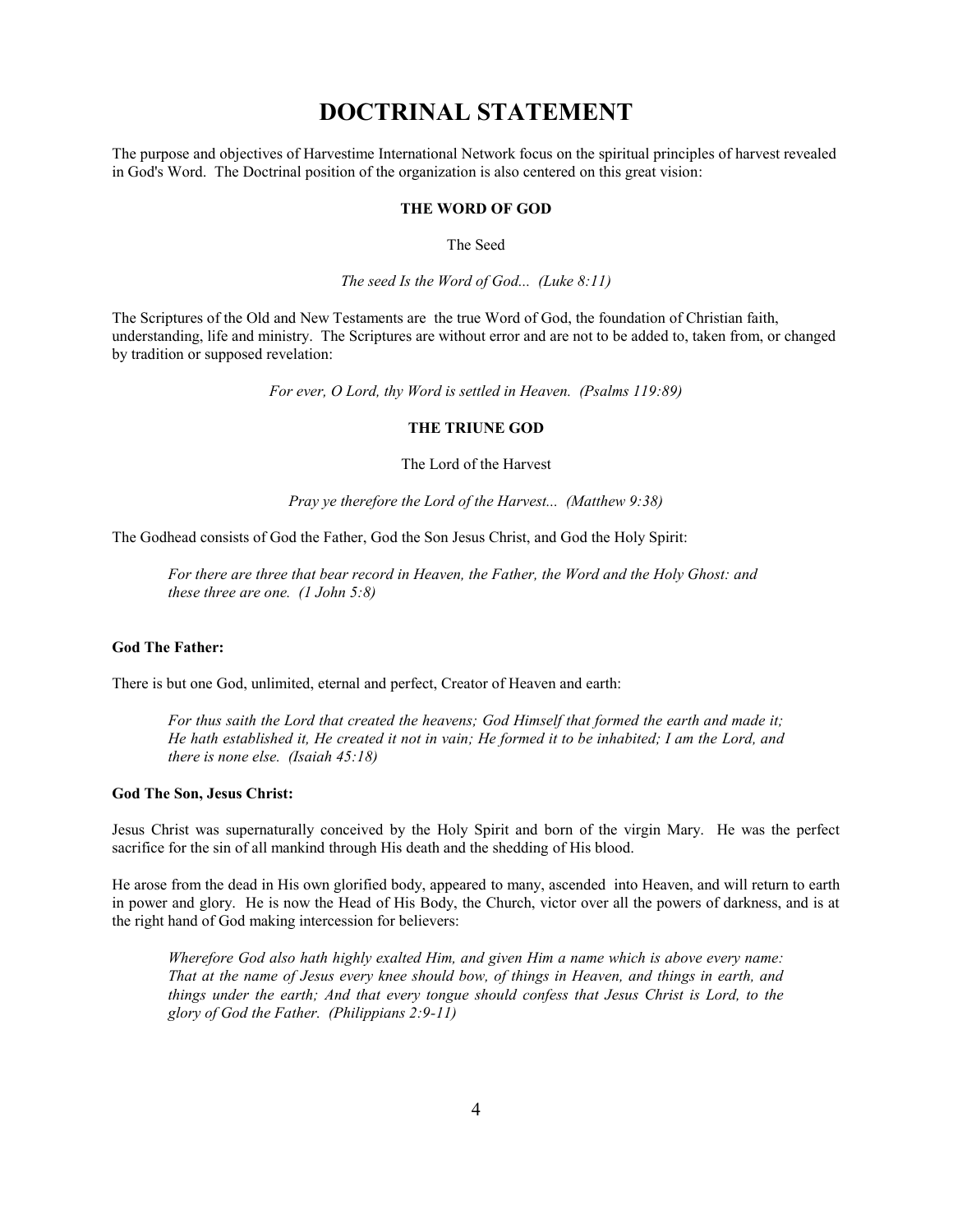# DOCTRINAL STATEMENT

The purpose and objectives of Harvestime International Network focus on the spiritual principles of harvest revealed in God's Word. The Doctrinal position of the organization is also centered on this great vision:

**THE WORD OF GOD**

The Seed

*The seed Is the Word of God... (Luke 8:11)*

The Scriptures of the Old and New Testaments are the true Word of God, the foundation of Christian faith, understanding, life and ministry. The Scriptures are without error and are not to be added to, taken from, or changed by tradition or supposed revelation:

*For ever, O Lord, thy Word is settled in Heaven. (Psalms 119:89)*

**THE TRIUNE GOD**

The Lord of the Harvest

*Pray ye therefore the Lord of the Harvest... (Matthew 9:38)*

The Godhead consists of God the Father, God the Son Jesus Christ, and God the Holy Spirit:

> *For there are three that bear record in Heaven, the Father, the Word and the Holy Ghost: and these three are one. (1 John 5:8)*

**God The Father:**

There is but one God, unlimited, eternal and perfect, Creator of Heaven and earth:

> *For thus saith the Lord that created the heavens; God Himself that formed the earth and made it; He hath established it, He created it not in vain; He formed it to be inhabited; I am the Lord, and there is none else. (Isaiah 45:18)*

**God The Son, Jesus Christ:**

Jesus Christ was supernaturally conceived by the Holy Spirit and born of the virgin Mary. He was the perfect sacrifice for the sin of all mankind through His death and the shedding of His blood.

He arose from the dead in His own glorified body, appeared to many, ascended into Heaven, and will return to earth in power and glory. He is now the Head of His Body, the Church, victor over all the powers of darkness, and is at the right hand of God making intercession for believers:

> *Wherefore God also hath highly exalted Him, and given Him a name which is above every name: That at the name of Jesus every knee should bow, of things in Heaven, and things in earth, and things under the earth; And that every tongue should confess that Jesus Christ is Lord, to the glory of God the Father. (Philippians 2:9-11)*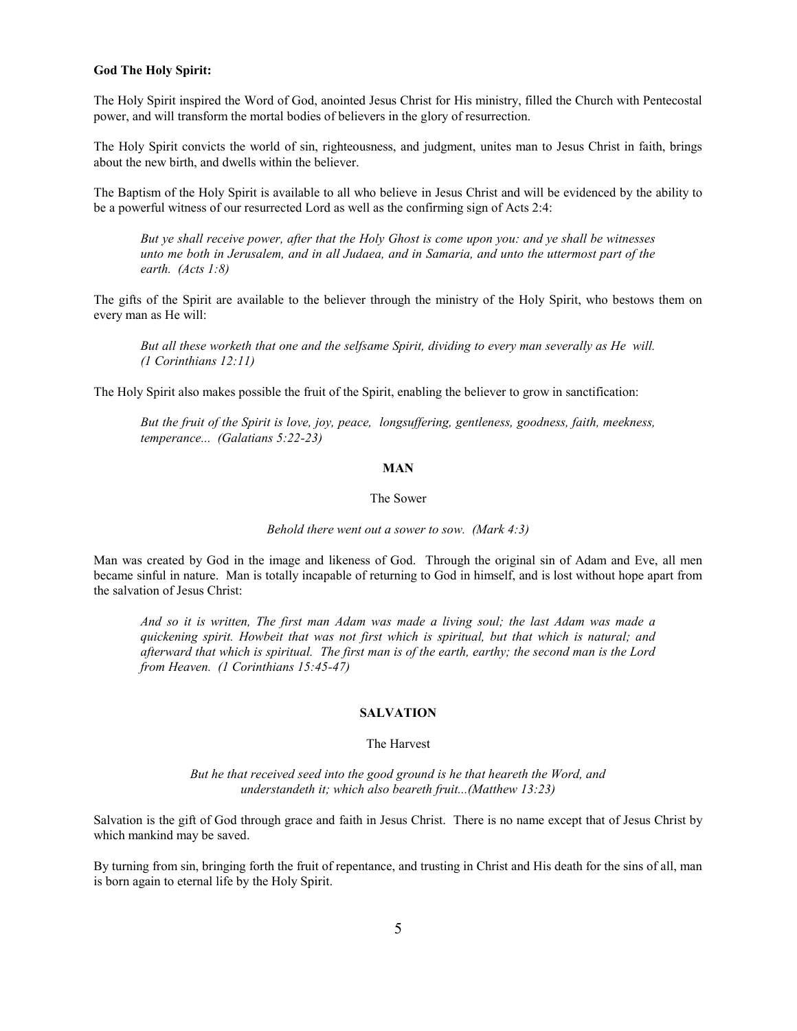**God The Holy Spirit:**

The Holy Spirit inspired the Word of God, anointed Jesus Christ for His ministry, filled the Church with Pentecostal power, and will transform the mortal bodies of believers in the glory of resurrection.

The Holy Spirit convicts the world of sin, righteousness, and judgment, unites man to Jesus Christ in faith, brings about the new birth, and dwells within the believer.

The Baptism of the Holy Spirit is available to all who believe in Jesus Christ and will be evidenced by the ability to be a powerful witness of our resurrected Lord as well as the confirming sign of Acts 2:4:

> *But ye shall receive power, after that the Holy Ghost is come upon you: and ye shall be witnesses unto me both in Jerusalem, and in all Judaea, and in Samaria, and unto the uttermost part of the earth. (Acts 1:8)*

The gifts of the Spirit are available to the believer through the ministry of the Holy Spirit, who bestows them on every man as He will:

> *But all these worketh that one and the selfsame Spirit, dividing to every man severally as He will. (1 Corinthians 12:11)*

The Holy Spirit also makes possible the fruit of the Spirit, enabling the believer to grow in sanctification:

> *But the fruit of the Spirit is love, joy, peace, longsuffering, gentleness, goodness, faith, meekness, temperance... (Galatians 5:22-23)*

## MAN

The Sower

*Behold there went out a sower to sow. (Mark 4:3)*

Man was created by God in the image and likeness of God. Through the original sin of Adam and Eve, all men became sinful in nature. Man is totally incapable of returning to God in himself, and is lost without hope apart from the salvation of Jesus Christ:

> *And so it is written, The first man Adam was made a living soul; the last Adam was made a quickening spirit. Howbeit that was not first which is spiritual, but that which is natural; and afterward that which is spiritual. The first man is of the earth, earthy; the second man is the Lord from Heaven. (1 Corinthians 15:45-47)*

## SALVATION

The Harvest

*But he that received seed into the good ground is he that heareth the Word, and understandeth it; which also beareth fruit...(Matthew 13:23)*

Salvation is the gift of God through grace and faith in Jesus Christ. There is no name except that of Jesus Christ by which mankind may be saved.

By turning from sin, bringing forth the fruit of repentance, and trusting in Christ and His death for the sins of all, man is born again to eternal life by the Holy Spirit.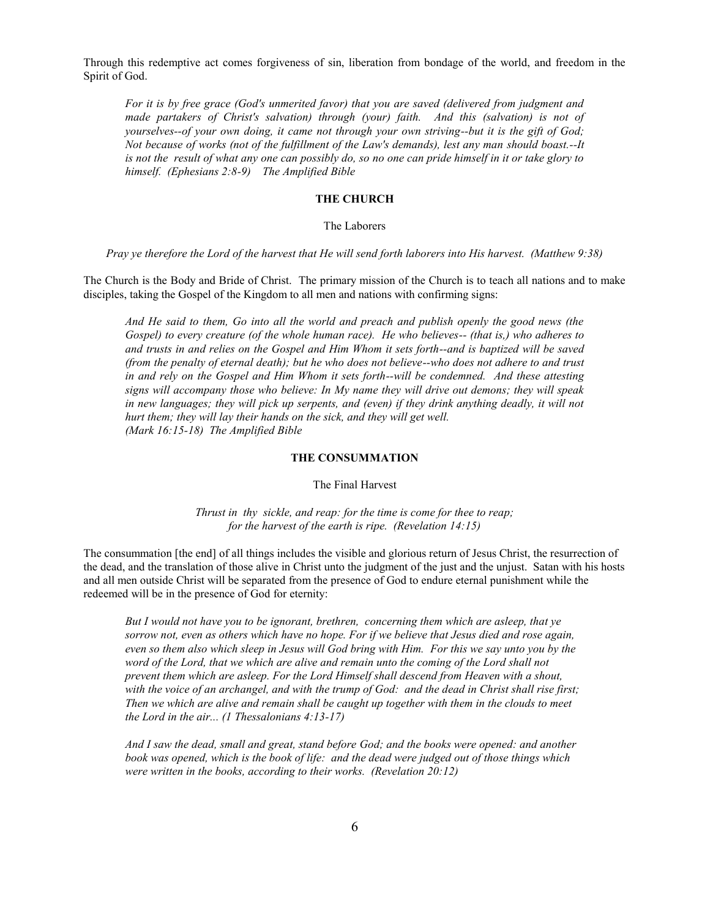Through this redemptive act comes forgiveness of sin, liberation from bondage of the world, and freedom in the Spirit of God.

> *For it is by free grace (God's unmerited favor) that you are saved (delivered from judgment and made partakers of Christ's salvation) through (your) faith. And this (salvation) is not of yourselves--of your own doing, it came not through your own striving--but it is the gift of God; Not because of works (not of the fulfillment of the Law's demands), lest any man should boast.--It is not the result of what any one can possibly do, so no one can pride himself in it or take glory to himself. (Ephesians 2:8-9) The Amplified Bible*

## THE CHURCH

### The Laborers

*Pray ye therefore the Lord of the harvest that He will send forth laborers into His harvest. (Matthew 9:38)*

The Church is the Body and Bride of Christ. The primary mission of the Church is to teach all nations and to make disciples, taking the Gospel of the Kingdom to all men and nations with confirming signs:

> *And He said to them, Go into all the world and preach and publish openly the good news (the Gospel) to every creature (of the whole human race). He who believes-- (that is,) who adheres to and trusts in and relies on the Gospel and Him Whom it sets forth--and is baptized will be saved (from the penalty of eternal death); but he who does not believe--who does not adhere to and trust in and rely on the Gospel and Him Whom it sets forth--will be condemned. And these attesting signs will accompany those who believe: In My name they will drive out demons; they will speak in new languages; they will pick up serpents, and (even) if they drink anything deadly, it will not hurt them; they will lay their hands on the sick, and they will get well.*
> *(Mark 16:15-18) The Amplified Bible*

## THE CONSUMMATION

### The Final Harvest

*Thrust in thy sickle, and reap: for the time is come for thee to reap;*
*for the harvest of the earth is ripe. (Revelation 14:15)*

The consummation [the end] of all things includes the visible and glorious return of Jesus Christ, the resurrection of the dead, and the translation of those alive in Christ unto the judgment of the just and the unjust. Satan with his hosts and all men outside Christ will be separated from the presence of God to endure eternal punishment while the redeemed will be in the presence of God for eternity:

> *But I would not have you to be ignorant, brethren, concerning them which are asleep, that ye sorrow not, even as others which have no hope. For if we believe that Jesus died and rose again, even so them also which sleep in Jesus will God bring with Him. For this we say unto you by the word of the Lord, that we which are alive and remain unto the coming of the Lord shall not prevent them which are asleep. For the Lord Himself shall descend from Heaven with a shout, with the voice of an archangel, and with the trump of God: and the dead in Christ shall rise first; Then we which are alive and remain shall be caught up together with them in the clouds to meet the Lord in the air... (1 Thessalonians 4:13-17)*

> *And I saw the dead, small and great, stand before God; and the books were opened: and another book was opened, which is the book of life: and the dead were judged out of those things which were written in the books, according to their works. (Revelation 20:12)*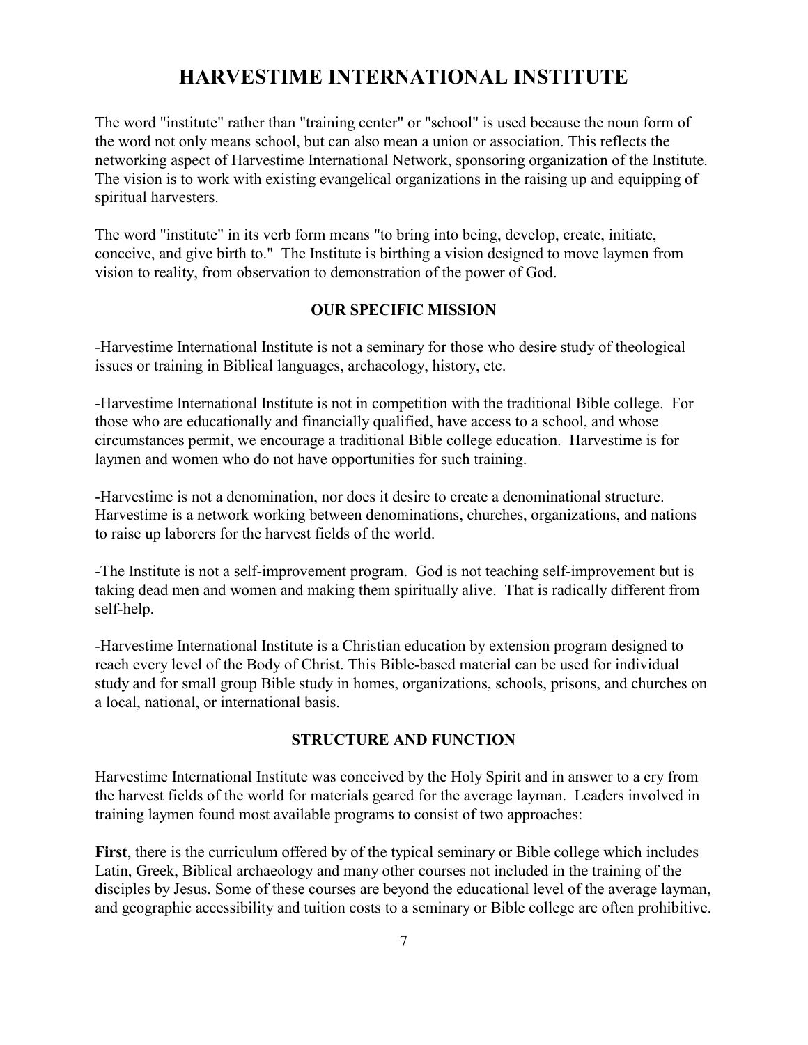# HARVESTIME INTERNATIONAL INSTITUTE

The word "institute" rather than "training center" or "school" is used because the noun form of the word not only means school, but can also mean a union or association. This reflects the networking aspect of Harvestime International Network, sponsoring organization of the Institute. The vision is to work with existing evangelical organizations in the raising up and equipping of spiritual harvesters.

The word "institute" in its verb form means "to bring into being, develop, create, initiate, conceive, and give birth to." The Institute is birthing a vision designed to move laymen from vision to reality, from observation to demonstration of the power of God.

### OUR SPECIFIC MISSION

-Harvestime International Institute is not a seminary for those who desire study of theological issues or training in Biblical languages, archaeology, history, etc.

-Harvestime International Institute is not in competition with the traditional Bible college. For those who are educationally and financially qualified, have access to a school, and whose circumstances permit, we encourage a traditional Bible college education. Harvestime is for laymen and women who do not have opportunities for such training.

-Harvestime is not a denomination, nor does it desire to create a denominational structure. Harvestime is a network working between denominations, churches, organizations, and nations to raise up laborers for the harvest fields of the world.

-The Institute is not a self-improvement program. God is not teaching self-improvement but is taking dead men and women and making them spiritually alive. That is radically different from self-help.

-Harvestime International Institute is a Christian education by extension program designed to reach every level of the Body of Christ. This Bible-based material can be used for individual study and for small group Bible study in homes, organizations, schools, prisons, and churches on a local, national, or international basis.

### STRUCTURE AND FUNCTION

Harvestime International Institute was conceived by the Holy Spirit and in answer to a cry from the harvest fields of the world for materials geared for the average layman. Leaders involved in training laymen found most available programs to consist of two approaches:

**First**, there is the curriculum offered by of the typical seminary or Bible college which includes Latin, Greek, Biblical archaeology and many other courses not included in the training of the disciples by Jesus. Some of these courses are beyond the educational level of the average layman, and geographic accessibility and tuition costs to a seminary or Bible college are often prohibitive.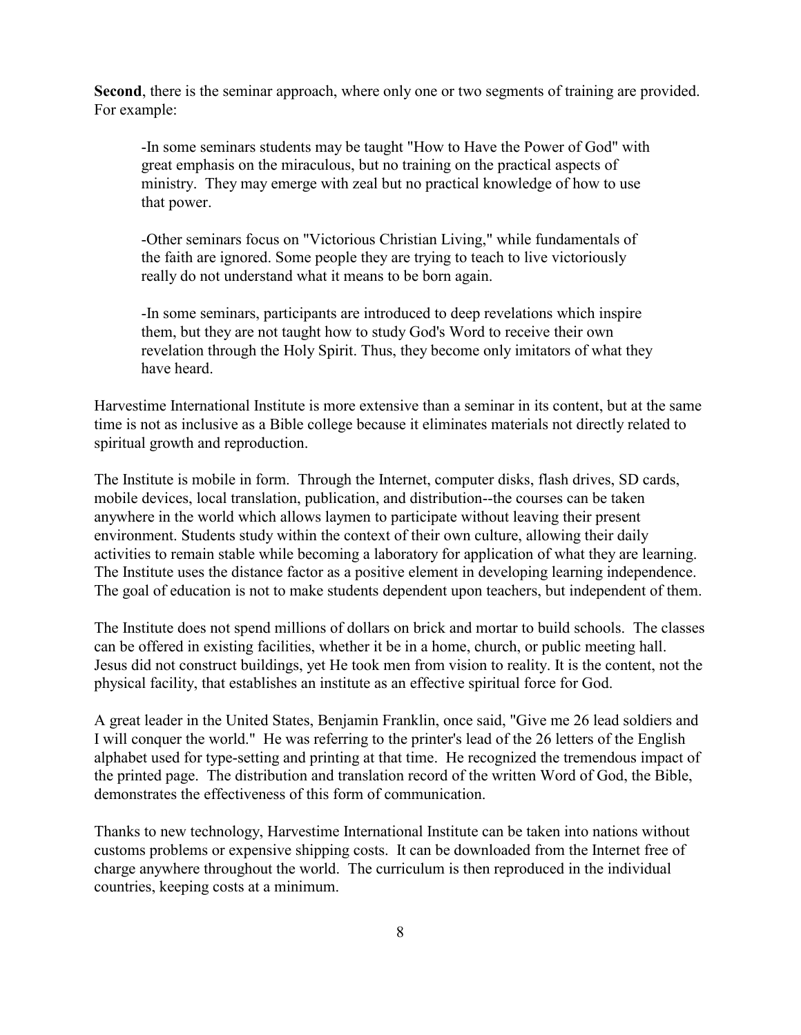**Second**, there is the seminar approach, where only one or two segments of training are provided. For example:

> -In some seminars students may be taught "How to Have the Power of God" with great emphasis on the miraculous, but no training on the practical aspects of ministry. They may emerge with zeal but no practical knowledge of how to use that power.
>
> -Other seminars focus on "Victorious Christian Living," while fundamentals of the faith are ignored. Some people they are trying to teach to live victoriously really do not understand what it means to be born again.
>
> -In some seminars, participants are introduced to deep revelations which inspire them, but they are not taught how to study God's Word to receive their own revelation through the Holy Spirit. Thus, they become only imitators of what they have heard.

Harvestime International Institute is more extensive than a seminar in its content, but at the same time is not as inclusive as a Bible college because it eliminates materials not directly related to spiritual growth and reproduction.

The Institute is mobile in form. Through the Internet, computer disks, flash drives, SD cards, mobile devices, local translation, publication, and distribution--the courses can be taken anywhere in the world which allows laymen to participate without leaving their present environment. Students study within the context of their own culture, allowing their daily activities to remain stable while becoming a laboratory for application of what they are learning. The Institute uses the distance factor as a positive element in developing learning independence. The goal of education is not to make students dependent upon teachers, but independent of them.

The Institute does not spend millions of dollars on brick and mortar to build schools. The classes can be offered in existing facilities, whether it be in a home, church, or public meeting hall. Jesus did not construct buildings, yet He took men from vision to reality. It is the content, not the physical facility, that establishes an institute as an effective spiritual force for God.

A great leader in the United States, Benjamin Franklin, once said, "Give me 26 lead soldiers and I will conquer the world." He was referring to the printer's lead of the 26 letters of the English alphabet used for type-setting and printing at that time. He recognized the tremendous impact of the printed page. The distribution and translation record of the written Word of God, the Bible, demonstrates the effectiveness of this form of communication.

Thanks to new technology, Harvestime International Institute can be taken into nations without customs problems or expensive shipping costs. It can be downloaded from the Internet free of charge anywhere throughout the world. The curriculum is then reproduced in the individual countries, keeping costs at a minimum.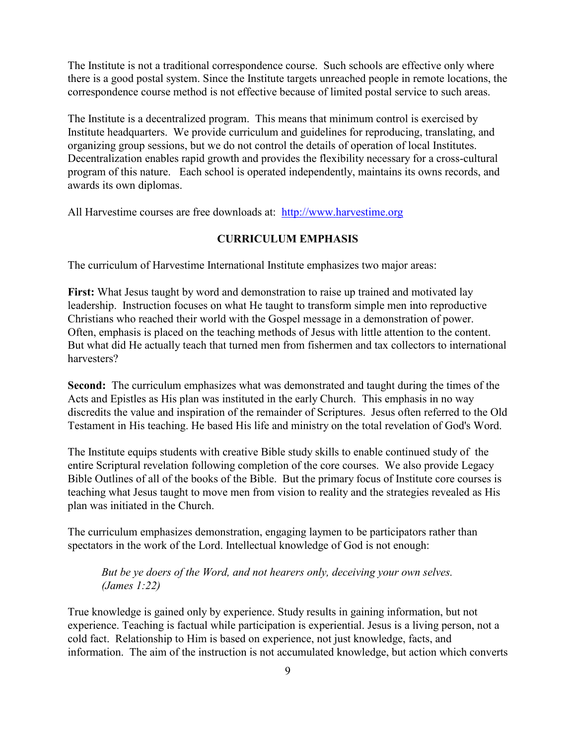The Institute is not a traditional correspondence course. Such schools are effective only where there is a good postal system. Since the Institute targets unreached people in remote locations, the correspondence course method is not effective because of limited postal service to such areas.

The Institute is a decentralized program. This means that minimum control is exercised by Institute headquarters. We provide curriculum and guidelines for reproducing, translating, and organizing group sessions, but we do not control the details of operation of local Institutes. Decentralization enables rapid growth and provides the flexibility necessary for a cross-cultural program of this nature. Each school is operated independently, maintains its owns records, and awards its own diplomas.

All Harvestime courses are free downloads at: [http://www.harvestime.org](http://www.harvestime.org)

## CURRICULUM EMPHASIS

The curriculum of Harvestime International Institute emphasizes two major areas:

**First:** What Jesus taught by word and demonstration to raise up trained and motivated lay leadership. Instruction focuses on what He taught to transform simple men into reproductive Christians who reached their world with the Gospel message in a demonstration of power. Often, emphasis is placed on the teaching methods of Jesus with little attention to the content. But what did He actually teach that turned men from fishermen and tax collectors to international harvesters?

**Second:** The curriculum emphasizes what was demonstrated and taught during the times of the Acts and Epistles as His plan was instituted in the early Church. This emphasis in no way discredits the value and inspiration of the remainder of Scriptures. Jesus often referred to the Old Testament in His teaching. He based His life and ministry on the total revelation of God's Word.

The Institute equips students with creative Bible study skills to enable continued study of the entire Scriptural revelation following completion of the core courses. We also provide Legacy Bible Outlines of all of the books of the Bible. But the primary focus of Institute core courses is teaching what Jesus taught to move men from vision to reality and the strategies revealed as His plan was initiated in the Church.

The curriculum emphasizes demonstration, engaging laymen to be participators rather than spectators in the work of the Lord. Intellectual knowledge of God is not enough:

> *But be ye doers of the Word, and not hearers only, deceiving your own selves. (James 1:22)*

True knowledge is gained only by experience. Study results in gaining information, but not experience. Teaching is factual while participation is experiential. Jesus is a living person, not a cold fact. Relationship to Him is based on experience, not just knowledge, facts, and information. The aim of the instruction is not accumulated knowledge, but action which converts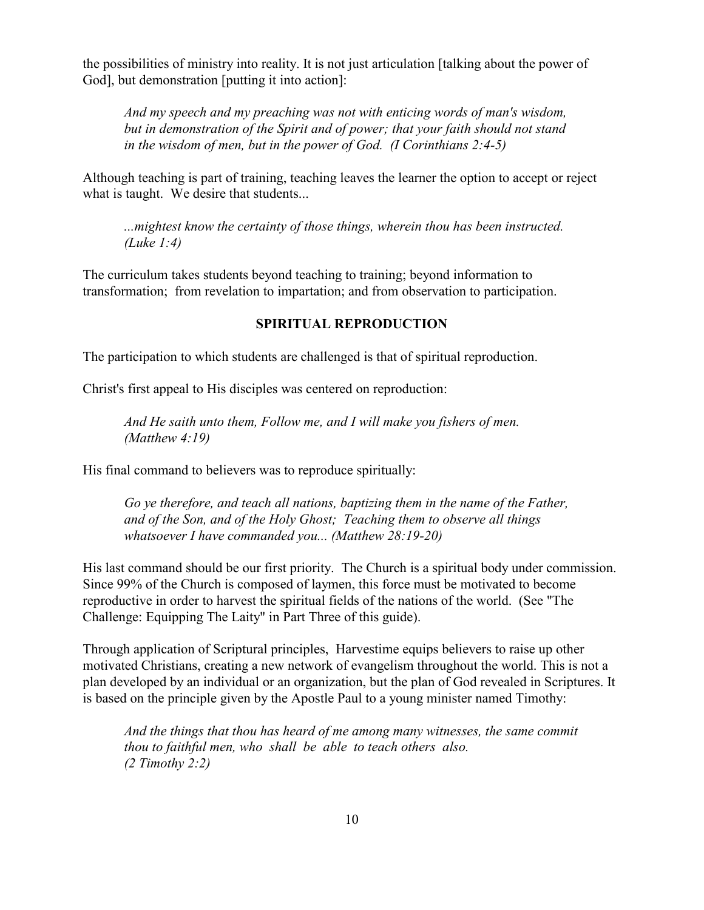the possibilities of ministry into reality. It is not just articulation [talking about the power of God], but demonstration [putting it into action]:

> *And my speech and my preaching was not with enticing words of man's wisdom, but in demonstration of the Spirit and of power; that your faith should not stand in the wisdom of men, but in the power of God. (I Corinthians 2:4-5)*

Although teaching is part of training, teaching leaves the learner the option to accept or reject what is taught. We desire that students...

> *...mightest know the certainty of those things, wherein thou has been instructed. (Luke 1:4)*

The curriculum takes students beyond teaching to training; beyond information to transformation; from revelation to impartation; and from observation to participation.

## SPIRITUAL REPRODUCTION

The participation to which students are challenged is that of spiritual reproduction.

Christ's first appeal to His disciples was centered on reproduction:

> *And He saith unto them, Follow me, and I will make you fishers of men. (Matthew 4:19)*

His final command to believers was to reproduce spiritually:

> *Go ye therefore, and teach all nations, baptizing them in the name of the Father, and of the Son, and of the Holy Ghost; Teaching them to observe all things whatsoever I have commanded you... (Matthew 28:19-20)*

His last command should be our first priority. The Church is a spiritual body under commission. Since 99% of the Church is composed of laymen, this force must be motivated to become reproductive in order to harvest the spiritual fields of the nations of the world. (See "The Challenge: Equipping The Laity" in Part Three of this guide).

Through application of Scriptural principles, Harvestime equips believers to raise up other motivated Christians, creating a new network of evangelism throughout the world. This is not a plan developed by an individual or an organization, but the plan of God revealed in Scriptures. It is based on the principle given by the Apostle Paul to a young minister named Timothy:

> *And the things that thou has heard of me among many witnesses, the same commit thou to faithful men, who shall be able to teach others also. (2 Timothy 2:2)*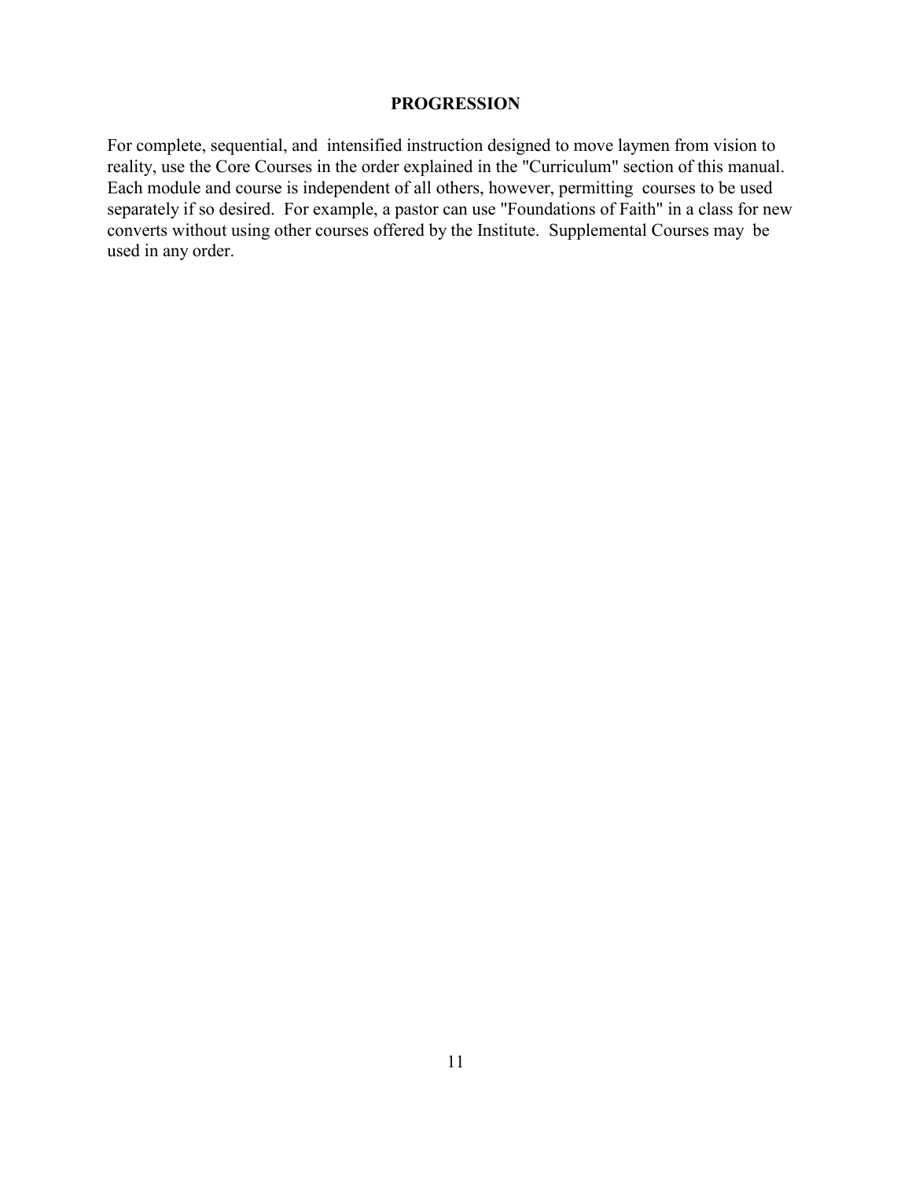## PROGRESSION

For complete, sequential, and intensified instruction designed to move laymen from vision to reality, use the Core Courses in the order explained in the "Curriculum" section of this manual. Each module and course is independent of all others, however, permitting courses to be used separately if so desired. For example, a pastor can use "Foundations of Faith" in a class for new converts without using other courses offered by the Institute. Supplemental Courses may be used in any order.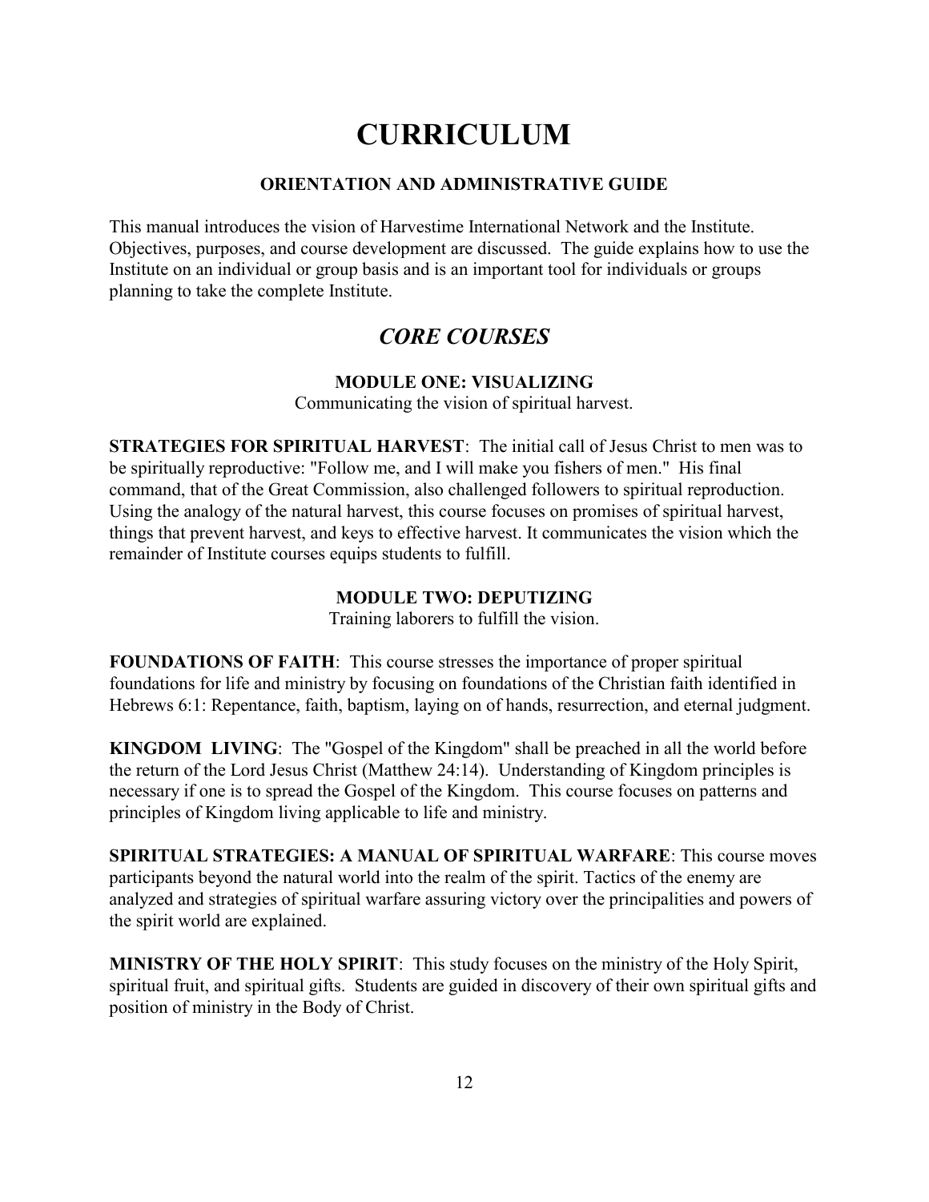# CURRICULUM

### ORIENTATION AND ADMINISTRATIVE GUIDE

This manual introduces the vision of Harvestime International Network and the Institute. Objectives, purposes, and course development are discussed. The guide explains how to use the Institute on an individual or group basis and is an important tool for individuals or groups planning to take the complete Institute.

## *CORE COURSES*

### MODULE ONE: VISUALIZING

Communicating the vision of spiritual harvest.

**STRATEGIES FOR SPIRITUAL HARVEST**: The initial call of Jesus Christ to men was to be spiritually reproductive: "Follow me, and I will make you fishers of men." His final command, that of the Great Commission, also challenged followers to spiritual reproduction. Using the analogy of the natural harvest, this course focuses on promises of spiritual harvest, things that prevent harvest, and keys to effective harvest. It communicates the vision which the remainder of Institute courses equips students to fulfill.

### MODULE TWO: DEPUTIZING

Training laborers to fulfill the vision.

**FOUNDATIONS OF FAITH**: This course stresses the importance of proper spiritual foundations for life and ministry by focusing on foundations of the Christian faith identified in Hebrews 6:1: Repentance, faith, baptism, laying on of hands, resurrection, and eternal judgment.

**KINGDOM LIVING**: The "Gospel of the Kingdom" shall be preached in all the world before the return of the Lord Jesus Christ (Matthew 24:14). Understanding of Kingdom principles is necessary if one is to spread the Gospel of the Kingdom. This course focuses on patterns and principles of Kingdom living applicable to life and ministry.

**SPIRITUAL STRATEGIES: A MANUAL OF SPIRITUAL WARFARE**: This course moves participants beyond the natural world into the realm of the spirit. Tactics of the enemy are analyzed and strategies of spiritual warfare assuring victory over the principalities and powers of the spirit world are explained.

**MINISTRY OF THE HOLY SPIRIT**: This study focuses on the ministry of the Holy Spirit, spiritual fruit, and spiritual gifts. Students are guided in discovery of their own spiritual gifts and position of ministry in the Body of Christ.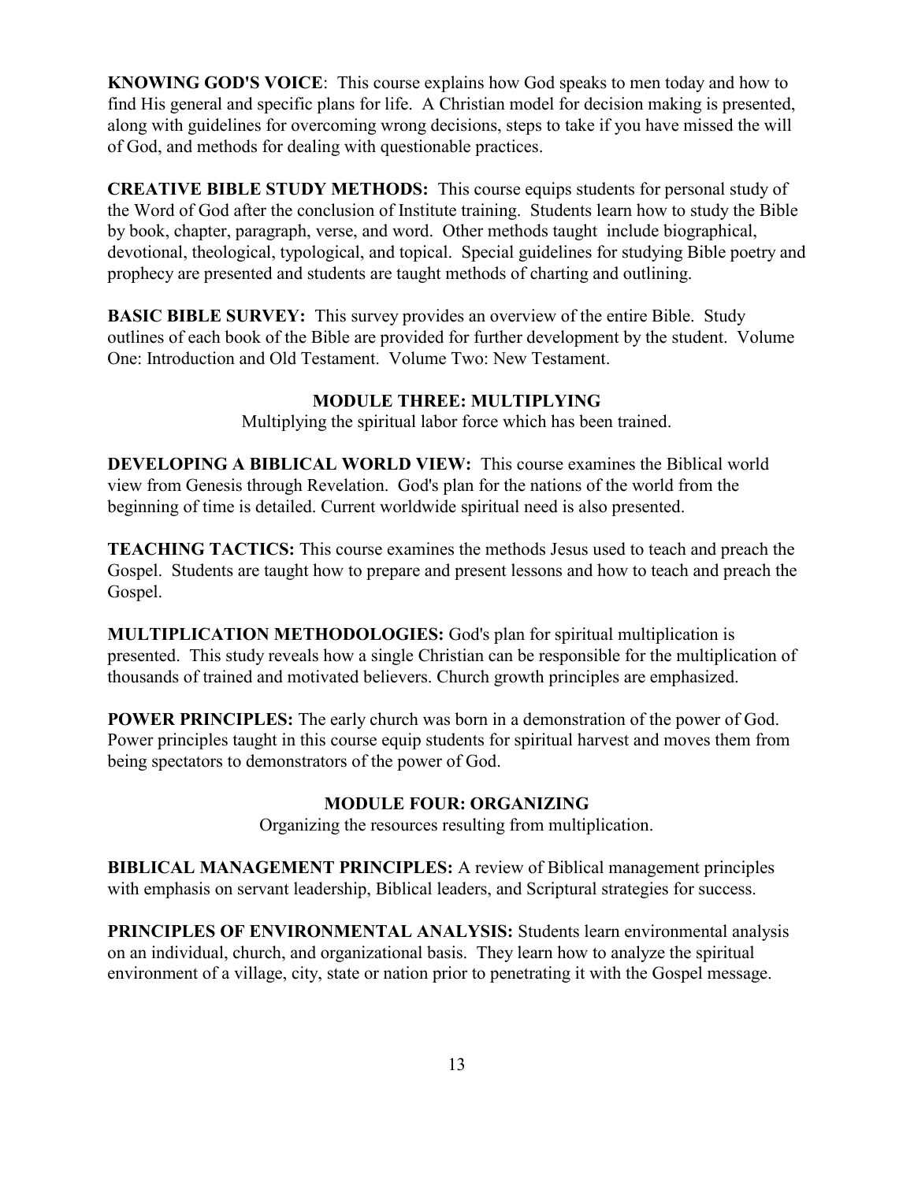**KNOWING GOD'S VOICE**: This course explains how God speaks to men today and how to find His general and specific plans for life. A Christian model for decision making is presented, along with guidelines for overcoming wrong decisions, steps to take if you have missed the will of God, and methods for dealing with questionable practices.

**CREATIVE BIBLE STUDY METHODS:** This course equips students for personal study of the Word of God after the conclusion of Institute training. Students learn how to study the Bible by book, chapter, paragraph, verse, and word. Other methods taught include biographical, devotional, theological, typological, and topical. Special guidelines for studying Bible poetry and prophecy are presented and students are taught methods of charting and outlining.

**BASIC BIBLE SURVEY:** This survey provides an overview of the entire Bible. Study outlines of each book of the Bible are provided for further development by the student. Volume One: Introduction and Old Testament. Volume Two: New Testament.

## MODULE THREE: MULTIPLYING

Multiplying the spiritual labor force which has been trained.

**DEVELOPING A BIBLICAL WORLD VIEW:** This course examines the Biblical world view from Genesis through Revelation. God's plan for the nations of the world from the beginning of time is detailed. Current worldwide spiritual need is also presented.

**TEACHING TACTICS:** This course examines the methods Jesus used to teach and preach the Gospel. Students are taught how to prepare and present lessons and how to teach and preach the Gospel.

**MULTIPLICATION METHODOLOGIES:** God's plan for spiritual multiplication is presented. This study reveals how a single Christian can be responsible for the multiplication of thousands of trained and motivated believers. Church growth principles are emphasized.

**POWER PRINCIPLES:** The early church was born in a demonstration of the power of God. Power principles taught in this course equip students for spiritual harvest and moves them from being spectators to demonstrators of the power of God.

## MODULE FOUR: ORGANIZING

Organizing the resources resulting from multiplication.

**BIBLICAL MANAGEMENT PRINCIPLES:** A review of Biblical management principles with emphasis on servant leadership, Biblical leaders, and Scriptural strategies for success.

**PRINCIPLES OF ENVIRONMENTAL ANALYSIS:** Students learn environmental analysis on an individual, church, and organizational basis. They learn how to analyze the spiritual environment of a village, city, state or nation prior to penetrating it with the Gospel message.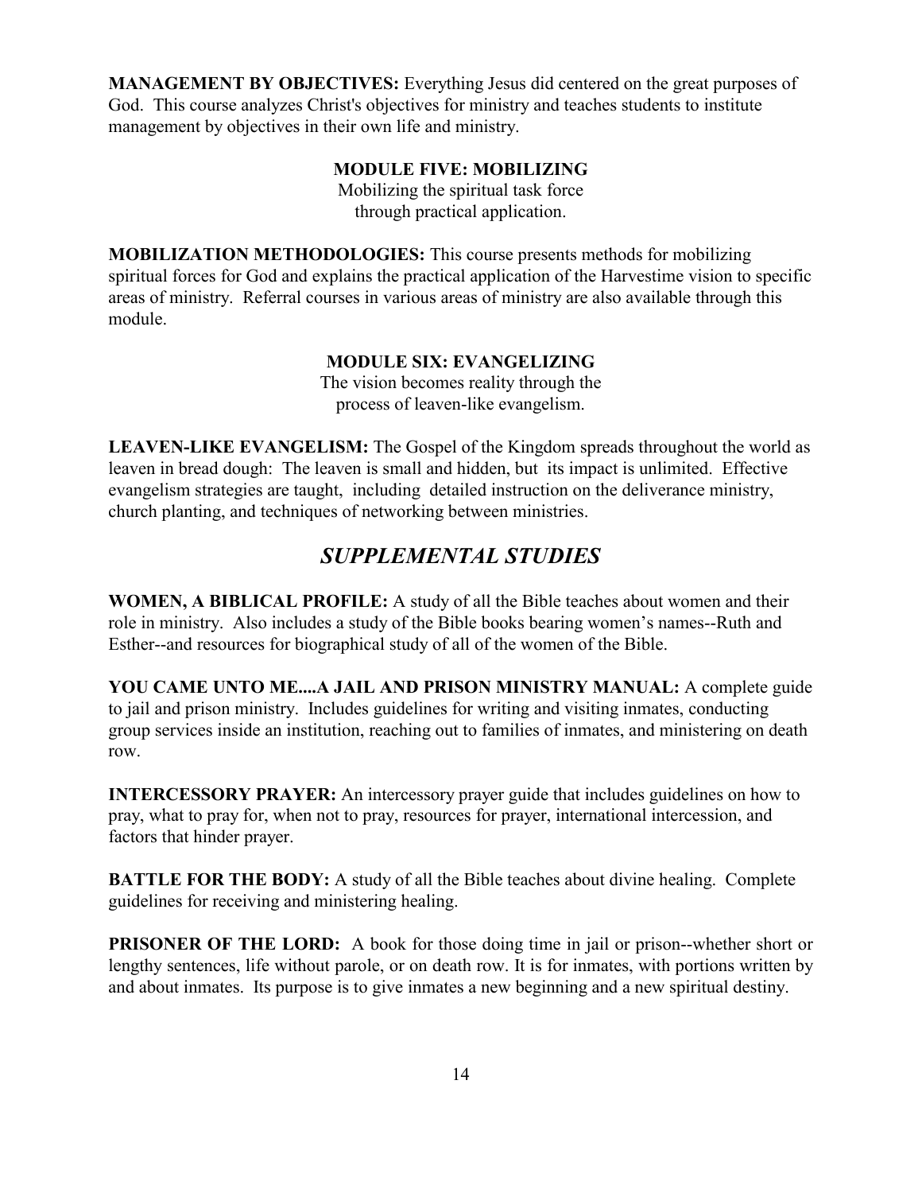**MANAGEMENT BY OBJECTIVES:** Everything Jesus did centered on the great purposes of God. This course analyzes Christ's objectives for ministry and teaches students to institute management by objectives in their own life and ministry.

### MODULE FIVE: MOBILIZING

Mobilizing the spiritual task force through practical application.

**MOBILIZATION METHODOLOGIES:** This course presents methods for mobilizing spiritual forces for God and explains the practical application of the Harvestime vision to specific areas of ministry. Referral courses in various areas of ministry are also available through this module.

### MODULE SIX: EVANGELIZING

The vision becomes reality through the process of leaven-like evangelism.

**LEAVEN-LIKE EVANGELISM:** The Gospel of the Kingdom spreads throughout the world as leaven in bread dough: The leaven is small and hidden, but its impact is unlimited. Effective evangelism strategies are taught, including detailed instruction on the deliverance ministry, church planting, and techniques of networking between ministries.

## *SUPPLEMENTAL STUDIES*

**WOMEN, A BIBLICAL PROFILE:** A study of all the Bible teaches about women and their role in ministry. Also includes a study of the Bible books bearing women's names--Ruth and Esther--and resources for biographical study of all of the women of the Bible.

**YOU CAME UNTO ME....A JAIL AND PRISON MINISTRY MANUAL:** A complete guide to jail and prison ministry. Includes guidelines for writing and visiting inmates, conducting group services inside an institution, reaching out to families of inmates, and ministering on death row.

**INTERCESSORY PRAYER:** An intercessory prayer guide that includes guidelines on how to pray, what to pray for, when not to pray, resources for prayer, international intercession, and factors that hinder prayer.

**BATTLE FOR THE BODY:** A study of all the Bible teaches about divine healing. Complete guidelines for receiving and ministering healing.

**PRISONER OF THE LORD:** A book for those doing time in jail or prison--whether short or lengthy sentences, life without parole, or on death row. It is for inmates, with portions written by and about inmates. Its purpose is to give inmates a new beginning and a new spiritual destiny.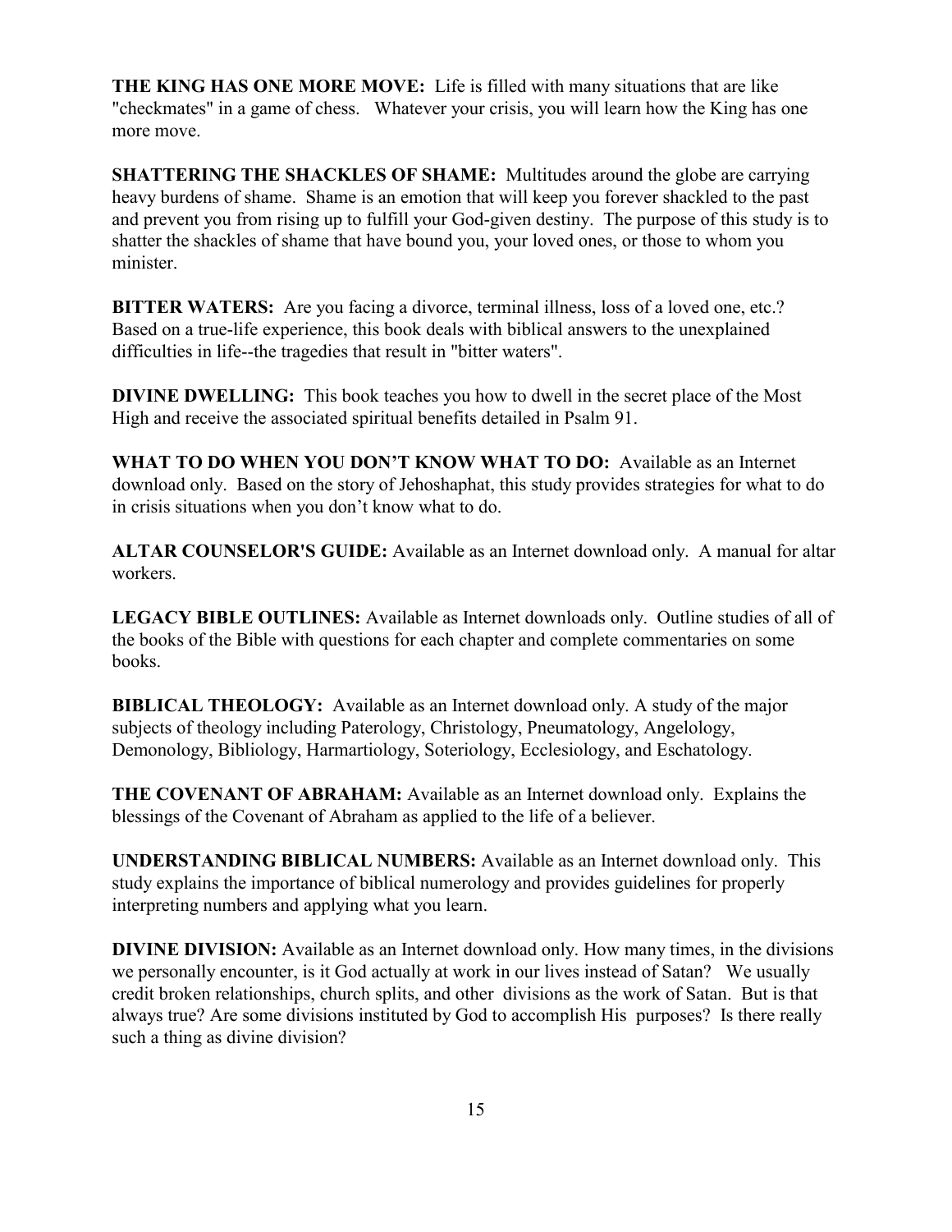**THE KING HAS ONE MORE MOVE:** Life is filled with many situations that are like "checkmates" in a game of chess. Whatever your crisis, you will learn how the King has one more move.

**SHATTERING THE SHACKLES OF SHAME:** Multitudes around the globe are carrying heavy burdens of shame. Shame is an emotion that will keep you forever shackled to the past and prevent you from rising up to fulfill your God-given destiny. The purpose of this study is to shatter the shackles of shame that have bound you, your loved ones, or those to whom you minister.

**BITTER WATERS:** Are you facing a divorce, terminal illness, loss of a loved one, etc.? Based on a true-life experience, this book deals with biblical answers to the unexplained difficulties in life--the tragedies that result in "bitter waters".

**DIVINE DWELLING:** This book teaches you how to dwell in the secret place of the Most High and receive the associated spiritual benefits detailed in Psalm 91.

**WHAT TO DO WHEN YOU DON'T KNOW WHAT TO DO:** Available as an Internet download only. Based on the story of Jehoshaphat, this study provides strategies for what to do in crisis situations when you don't know what to do.

**ALTAR COUNSELOR'S GUIDE:** Available as an Internet download only. A manual for altar workers.

**LEGACY BIBLE OUTLINES:** Available as Internet downloads only. Outline studies of all of the books of the Bible with questions for each chapter and complete commentaries on some books.

**BIBLICAL THEOLOGY:** Available as an Internet download only. A study of the major subjects of theology including Paterology, Christology, Pneumatology, Angelology, Demonology, Bibliology, Harmartiology, Soteriology, Ecclesiology, and Eschatology.

**THE COVENANT OF ABRAHAM:** Available as an Internet download only. Explains the blessings of the Covenant of Abraham as applied to the life of a believer.

**UNDERSTANDING BIBLICAL NUMBERS:** Available as an Internet download only. This study explains the importance of biblical numerology and provides guidelines for properly interpreting numbers and applying what you learn.

**DIVINE DIVISION:** Available as an Internet download only. How many times, in the divisions we personally encounter, is it God actually at work in our lives instead of Satan? We usually credit broken relationships, church splits, and other divisions as the work of Satan. But is that always true? Are some divisions instituted by God to accomplish His purposes? Is there really such a thing as divine division?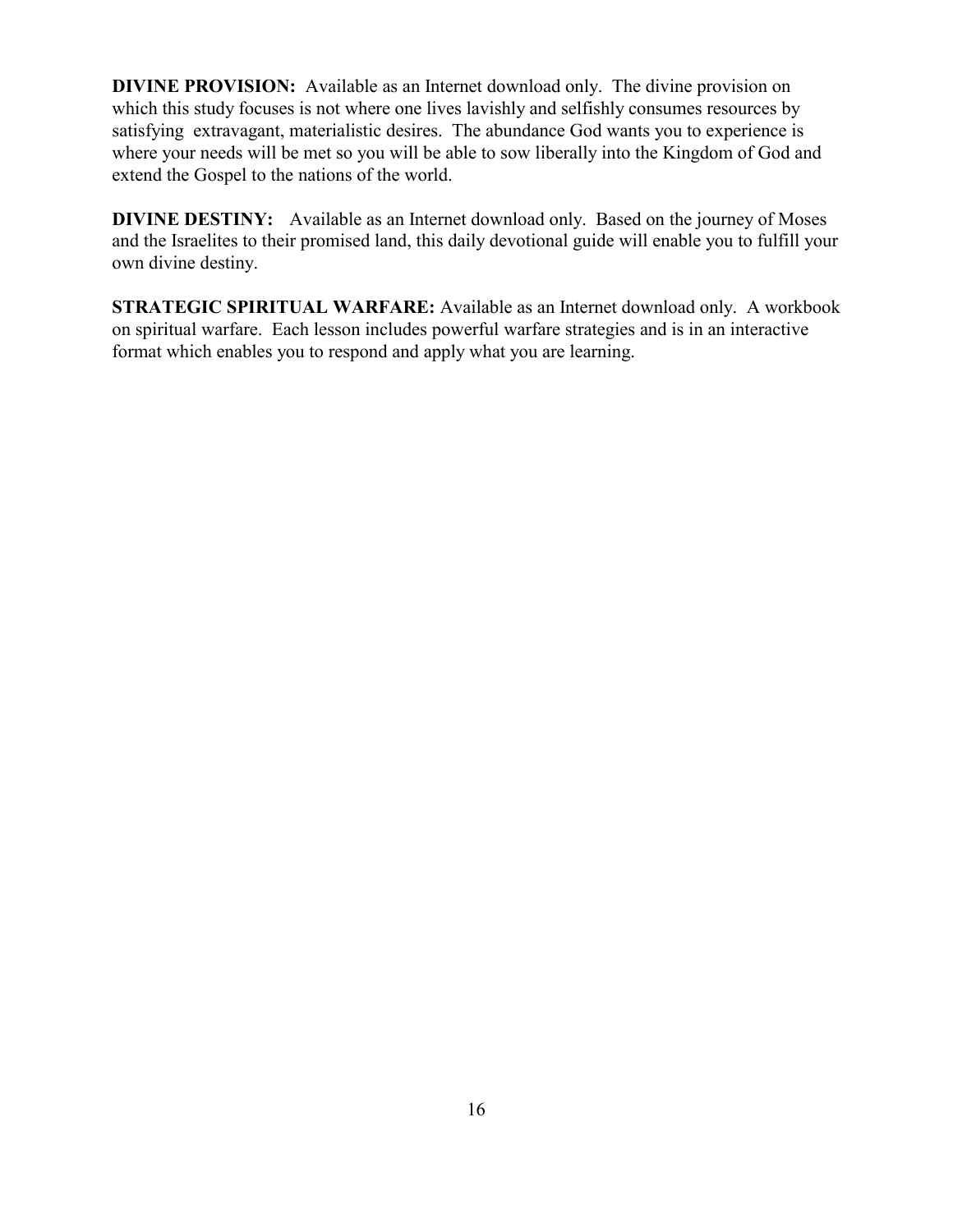**DIVINE PROVISION:** Available as an Internet download only. The divine provision on which this study focuses is not where one lives lavishly and selfishly consumes resources by satisfying extravagant, materialistic desires. The abundance God wants you to experience is where your needs will be met so you will be able to sow liberally into the Kingdom of God and extend the Gospel to the nations of the world.

**DIVINE DESTINY:** Available as an Internet download only. Based on the journey of Moses and the Israelites to their promised land, this daily devotional guide will enable you to fulfill your own divine destiny.

**STRATEGIC SPIRITUAL WARFARE:** Available as an Internet download only. A workbook on spiritual warfare. Each lesson includes powerful warfare strategies and is in an interactive format which enables you to respond and apply what you are learning.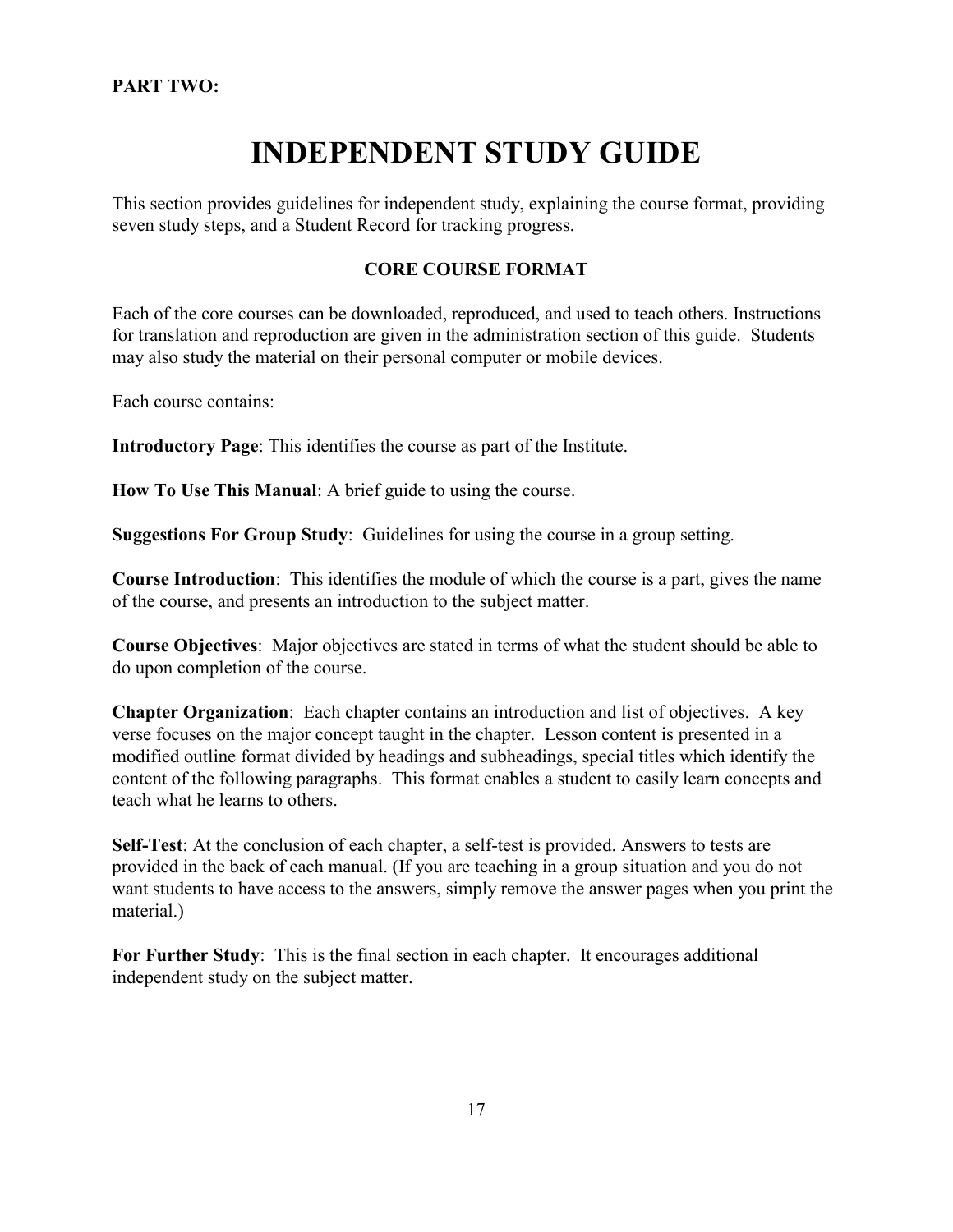**PART TWO:**

# INDEPENDENT STUDY GUIDE

This section provides guidelines for independent study, explaining the course format, providing seven study steps, and a Student Record for tracking progress.

## CORE COURSE FORMAT

Each of the core courses can be downloaded, reproduced, and used to teach others. Instructions for translation and reproduction are given in the administration section of this guide. Students may also study the material on their personal computer or mobile devices.

Each course contains:

**Introductory Page**: This identifies the course as part of the Institute.

**How To Use This Manual**: A brief guide to using the course.

**Suggestions For Group Study**: Guidelines for using the course in a group setting.

**Course Introduction**: This identifies the module of which the course is a part, gives the name of the course, and presents an introduction to the subject matter.

**Course Objectives**: Major objectives are stated in terms of what the student should be able to do upon completion of the course.

**Chapter Organization**: Each chapter contains an introduction and list of objectives. A key verse focuses on the major concept taught in the chapter. Lesson content is presented in a modified outline format divided by headings and subheadings, special titles which identify the content of the following paragraphs. This format enables a student to easily learn concepts and teach what he learns to others.

**Self-Test**: At the conclusion of each chapter, a self-test is provided. Answers to tests are provided in the back of each manual. (If you are teaching in a group situation and you do not want students to have access to the answers, simply remove the answer pages when you print the material.)

**For Further Study**: This is the final section in each chapter. It encourages additional independent study on the subject matter.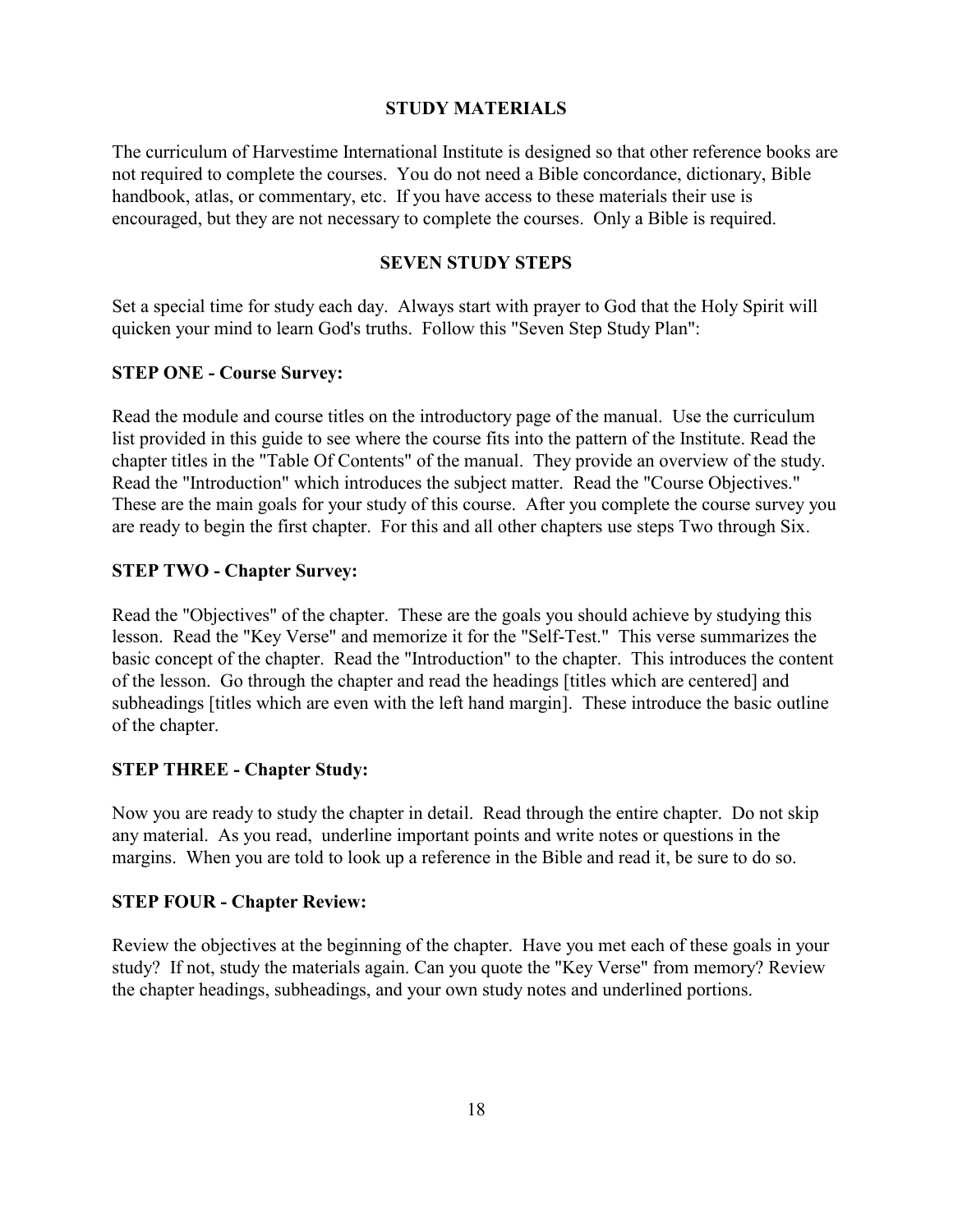## STUDY MATERIALS

The curriculum of Harvestime International Institute is designed so that other reference books are not required to complete the courses. You do not need a Bible concordance, dictionary, Bible handbook, atlas, or commentary, etc. If you have access to these materials their use is encouraged, but they are not necessary to complete the courses. Only a Bible is required.

## SEVEN STUDY STEPS

Set a special time for study each day. Always start with prayer to God that the Holy Spirit will quicken your mind to learn God's truths. Follow this "Seven Step Study Plan":

### STEP ONE - Course Survey:

Read the module and course titles on the introductory page of the manual. Use the curriculum list provided in this guide to see where the course fits into the pattern of the Institute. Read the chapter titles in the "Table Of Contents" of the manual. They provide an overview of the study. Read the "Introduction" which introduces the subject matter. Read the "Course Objectives." These are the main goals for your study of this course. After you complete the course survey you are ready to begin the first chapter. For this and all other chapters use steps Two through Six.

### STEP TWO - Chapter Survey:

Read the "Objectives" of the chapter. These are the goals you should achieve by studying this lesson. Read the "Key Verse" and memorize it for the "Self-Test." This verse summarizes the basic concept of the chapter. Read the "Introduction" to the chapter. This introduces the content of the lesson. Go through the chapter and read the headings [titles which are centered] and subheadings [titles which are even with the left hand margin]. These introduce the basic outline of the chapter.

### STEP THREE - Chapter Study:

Now you are ready to study the chapter in detail. Read through the entire chapter. Do not skip any material. As you read, underline important points and write notes or questions in the margins. When you are told to look up a reference in the Bible and read it, be sure to do so.

### STEP FOUR - Chapter Review:

Review the objectives at the beginning of the chapter. Have you met each of these goals in your study? If not, study the materials again. Can you quote the "Key Verse" from memory? Review the chapter headings, subheadings, and your own study notes and underlined portions.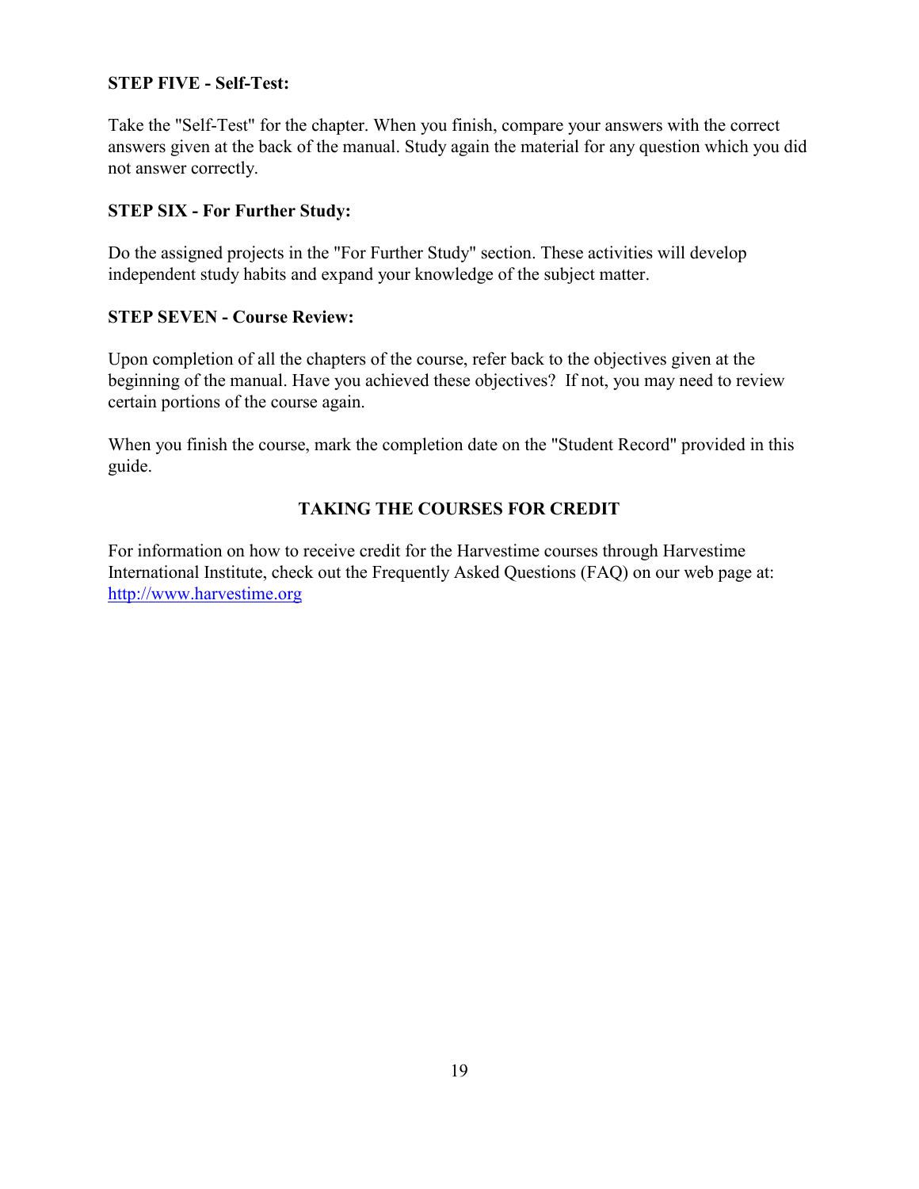**STEP FIVE - Self-Test:**

Take the "Self-Test" for the chapter. When you finish, compare your answers with the correct answers given at the back of the manual. Study again the material for any question which you did not answer correctly.

**STEP SIX - For Further Study:**

Do the assigned projects in the "For Further Study" section. These activities will develop independent study habits and expand your knowledge of the subject matter.

**STEP SEVEN - Course Review:**

Upon completion of all the chapters of the course, refer back to the objectives given at the beginning of the manual. Have you achieved these objectives? If not, you may need to review certain portions of the course again.

When you finish the course, mark the completion date on the "Student Record" provided in this guide.

## TAKING THE COURSES FOR CREDIT

For information on how to receive credit for the Harvestime courses through Harvestime International Institute, check out the Frequently Asked Questions (FAQ) on our web page at: http://www.harvestime.org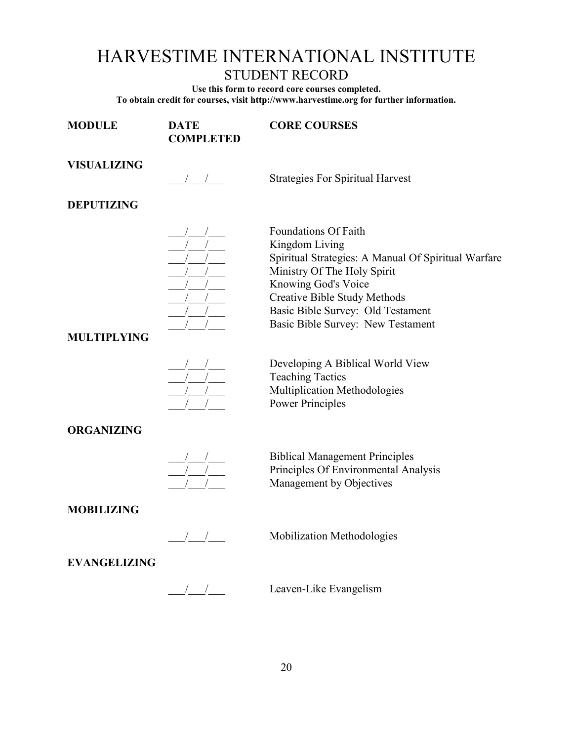# HARVESTIME INTERNATIONAL INSTITUTE

## STUDENT RECORD

**Use this form to record core courses completed.**
**To obtain credit for courses, visit http://www.harvestime.org for further information.**

| MODULE | DATE COMPLETED | CORE COURSES |
|---|---|---|
| **VISUALIZING** | | |
| | ___/___/___ | Strategies For Spiritual Harvest |
| **DEPUTIZING** | | |
| | ___/___/___ | Foundations Of Faith |
| | ___/___/___ | Kingdom Living |
| | ___/___/___ | Spiritual Strategies: A Manual Of Spiritual Warfare |
| | ___/___/___ | Ministry Of The Holy Spirit |
| | ___/___/___ | Knowing God's Voice |
| | ___/___/___ | Creative Bible Study Methods |
| | ___/___/___ | Basic Bible Survey: Old Testament |
| | ___/___/___ | Basic Bible Survey: New Testament |
| **MULTIPLYING** | | |
| | ___/___/___ | Developing A Biblical World View |
| | ___/___/___ | Teaching Tactics |
| | ___/___/___ | Multiplication Methodologies |
| | ___/___/___ | Power Principles |
| **ORGANIZING** | | |
| | ___/___/___ | Biblical Management Principles |
| | ___/___/___ | Principles Of Environmental Analysis |
| | ___/___/___ | Management by Objectives |
| **MOBILIZING** | | |
| | ___/___/___ | Mobilization Methodologies |
| **EVANGELIZING** | | |
| | ___/___/___ | Leaven-Like Evangelism |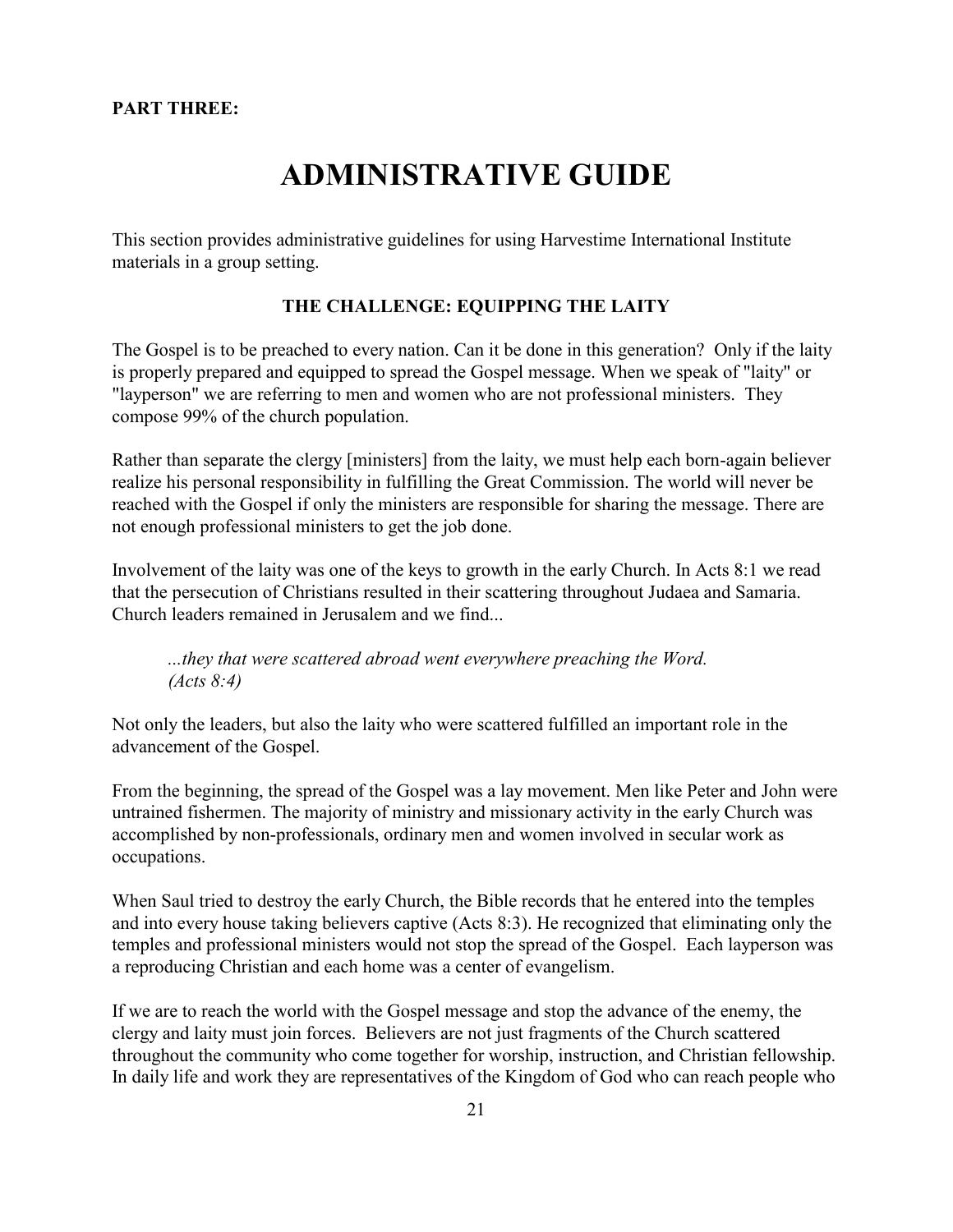**PART THREE:**

# ADMINISTRATIVE GUIDE

This section provides administrative guidelines for using Harvestime International Institute materials in a group setting.

## THE CHALLENGE: EQUIPPING THE LAITY

The Gospel is to be preached to every nation. Can it be done in this generation? Only if the laity is properly prepared and equipped to spread the Gospel message. When we speak of "laity" or "layperson" we are referring to men and women who are not professional ministers. They compose 99% of the church population.

Rather than separate the clergy [ministers] from the laity, we must help each born-again believer realize his personal responsibility in fulfilling the Great Commission. The world will never be reached with the Gospel if only the ministers are responsible for sharing the message. There are not enough professional ministers to get the job done.

Involvement of the laity was one of the keys to growth in the early Church. In Acts 8:1 we read that the persecution of Christians resulted in their scattering throughout Judaea and Samaria. Church leaders remained in Jerusalem and we find...

> *...they that were scattered abroad went everywhere preaching the Word. (Acts 8:4)*

Not only the leaders, but also the laity who were scattered fulfilled an important role in the advancement of the Gospel.

From the beginning, the spread of the Gospel was a lay movement. Men like Peter and John were untrained fishermen. The majority of ministry and missionary activity in the early Church was accomplished by non-professionals, ordinary men and women involved in secular work as occupations.

When Saul tried to destroy the early Church, the Bible records that he entered into the temples and into every house taking believers captive (Acts 8:3). He recognized that eliminating only the temples and professional ministers would not stop the spread of the Gospel. Each layperson was a reproducing Christian and each home was a center of evangelism.

If we are to reach the world with the Gospel message and stop the advance of the enemy, the clergy and laity must join forces. Believers are not just fragments of the Church scattered throughout the community who come together for worship, instruction, and Christian fellowship. In daily life and work they are representatives of the Kingdom of God who can reach people who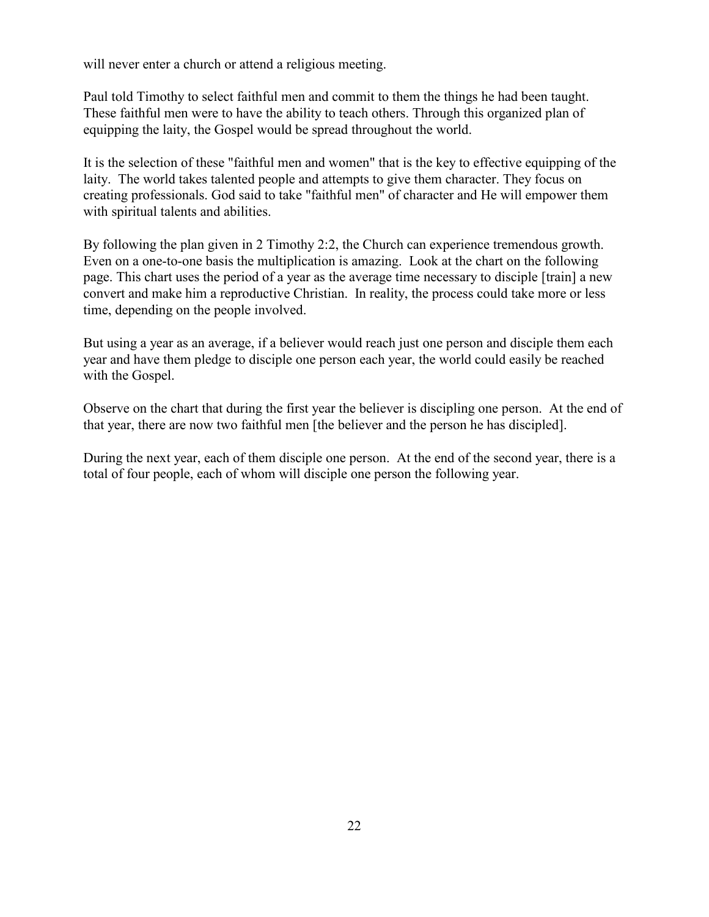will never enter a church or attend a religious meeting.

Paul told Timothy to select faithful men and commit to them the things he had been taught. These faithful men were to have the ability to teach others. Through this organized plan of equipping the laity, the Gospel would be spread throughout the world.

It is the selection of these "faithful men and women" that is the key to effective equipping of the laity. The world takes talented people and attempts to give them character. They focus on creating professionals. God said to take "faithful men" of character and He will empower them with spiritual talents and abilities.

By following the plan given in 2 Timothy 2:2, the Church can experience tremendous growth. Even on a one-to-one basis the multiplication is amazing. Look at the chart on the following page. This chart uses the period of a year as the average time necessary to disciple [train] a new convert and make him a reproductive Christian. In reality, the process could take more or less time, depending on the people involved.

But using a year as an average, if a believer would reach just one person and disciple them each year and have them pledge to disciple one person each year, the world could easily be reached with the Gospel.

Observe on the chart that during the first year the believer is discipling one person. At the end of that year, there are now two faithful men [the believer and the person he has discipled].

During the next year, each of them disciple one person. At the end of the second year, there is a total of four people, each of whom will disciple one person the following year.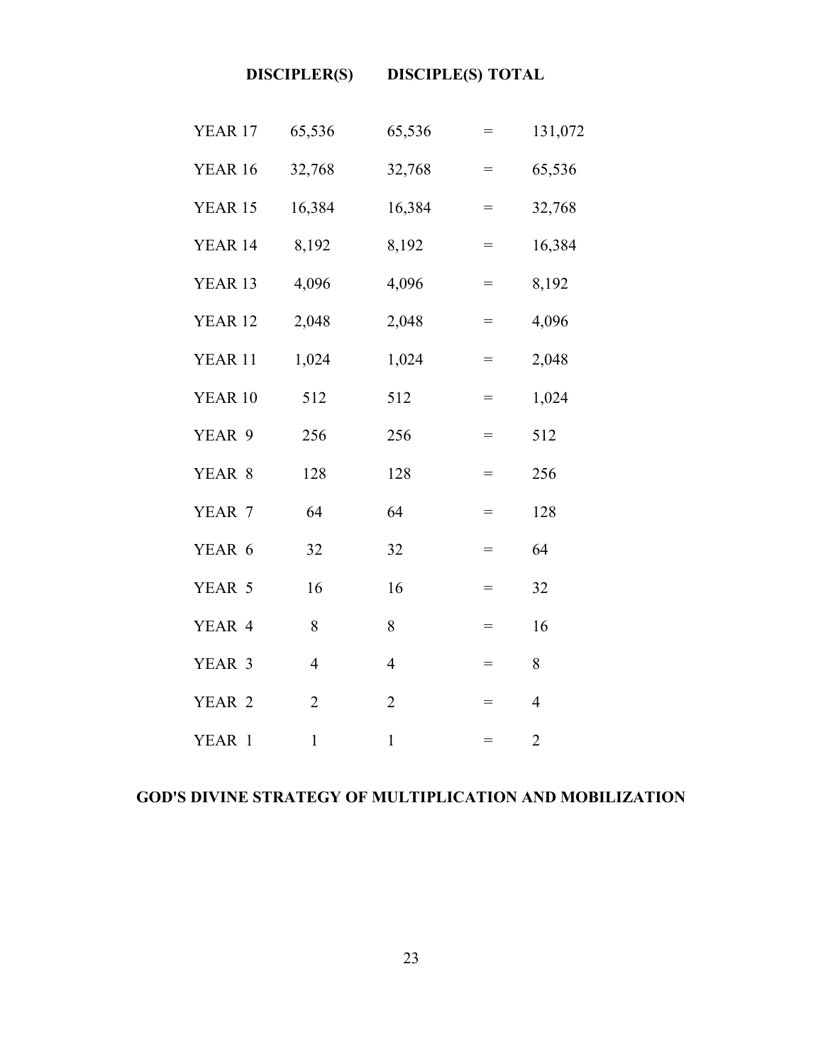| | DISCIPLER(S) | DISCIPLE(S) | TOTAL | |
|---|---|---|---|---|
| YEAR 17 | 65,536 | 65,536 | = | 131,072 |
| YEAR 16 | 32,768 | 32,768 | = | 65,536 |
| YEAR 15 | 16,384 | 16,384 | = | 32,768 |
| YEAR 14 | 8,192 | 8,192 | = | 16,384 |
| YEAR 13 | 4,096 | 4,096 | = | 8,192 |
| YEAR 12 | 2,048 | 2,048 | = | 4,096 |
| YEAR 11 | 1,024 | 1,024 | = | 2,048 |
| YEAR 10 | 512 | 512 | = | 1,024 |
| YEAR 9 | 256 | 256 | = | 512 |
| YEAR 8 | 128 | 128 | = | 256 |
| YEAR 7 | 64 | 64 | = | 128 |
| YEAR 6 | 32 | 32 | = | 64 |
| YEAR 5 | 16 | 16 | = | 32 |
| YEAR 4 | 8 | 8 | = | 16 |
| YEAR 3 | 4 | 4 | = | 8 |
| YEAR 2 | 2 | 2 | = | 4 |
| YEAR 1 | 1 | 1 | = | 2 |

**GOD'S DIVINE STRATEGY OF MULTIPLICATION AND MOBILIZATION**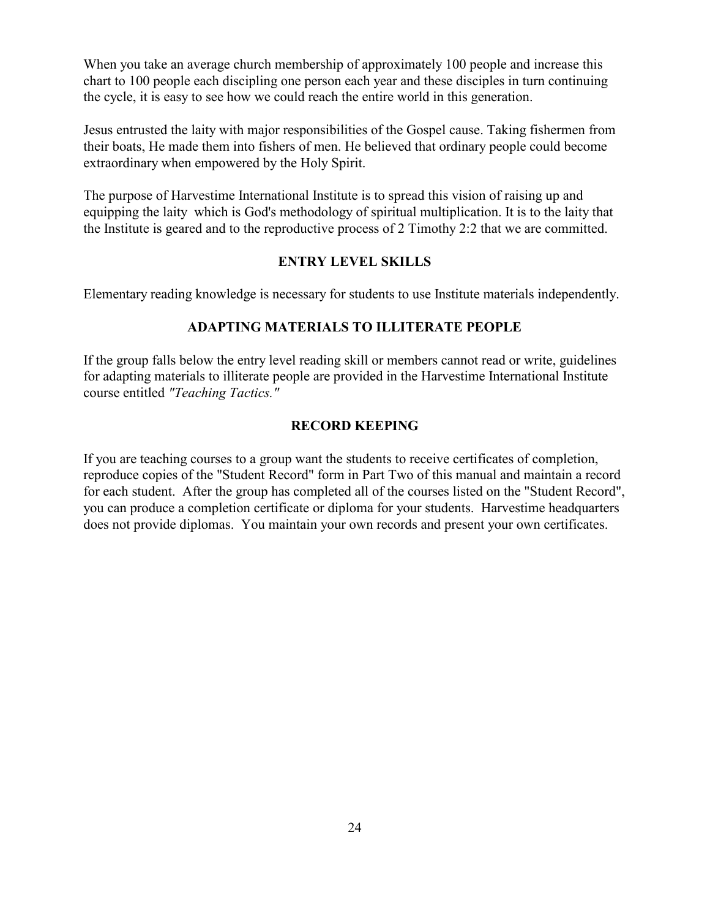When you take an average church membership of approximately 100 people and increase this chart to 100 people each discipling one person each year and these disciples in turn continuing the cycle, it is easy to see how we could reach the entire world in this generation.

Jesus entrusted the laity with major responsibilities of the Gospel cause. Taking fishermen from their boats, He made them into fishers of men. He believed that ordinary people could become extraordinary when empowered by the Holy Spirit.

The purpose of Harvestime International Institute is to spread this vision of raising up and equipping the laity which is God's methodology of spiritual multiplication. It is to the laity that the Institute is geared and to the reproductive process of 2 Timothy 2:2 that we are committed.

## ENTRY LEVEL SKILLS

Elementary reading knowledge is necessary for students to use Institute materials independently.

## ADAPTING MATERIALS TO ILLITERATE PEOPLE

If the group falls below the entry level reading skill or members cannot read or write, guidelines for adapting materials to illiterate people are provided in the Harvestime International Institute course entitled *"Teaching Tactics."*

## RECORD KEEPING

If you are teaching courses to a group want the students to receive certificates of completion, reproduce copies of the "Student Record" form in Part Two of this manual and maintain a record for each student. After the group has completed all of the courses listed on the "Student Record", you can produce a completion certificate or diploma for your students. Harvestime headquarters does not provide diplomas. You maintain your own records and present your own certificates.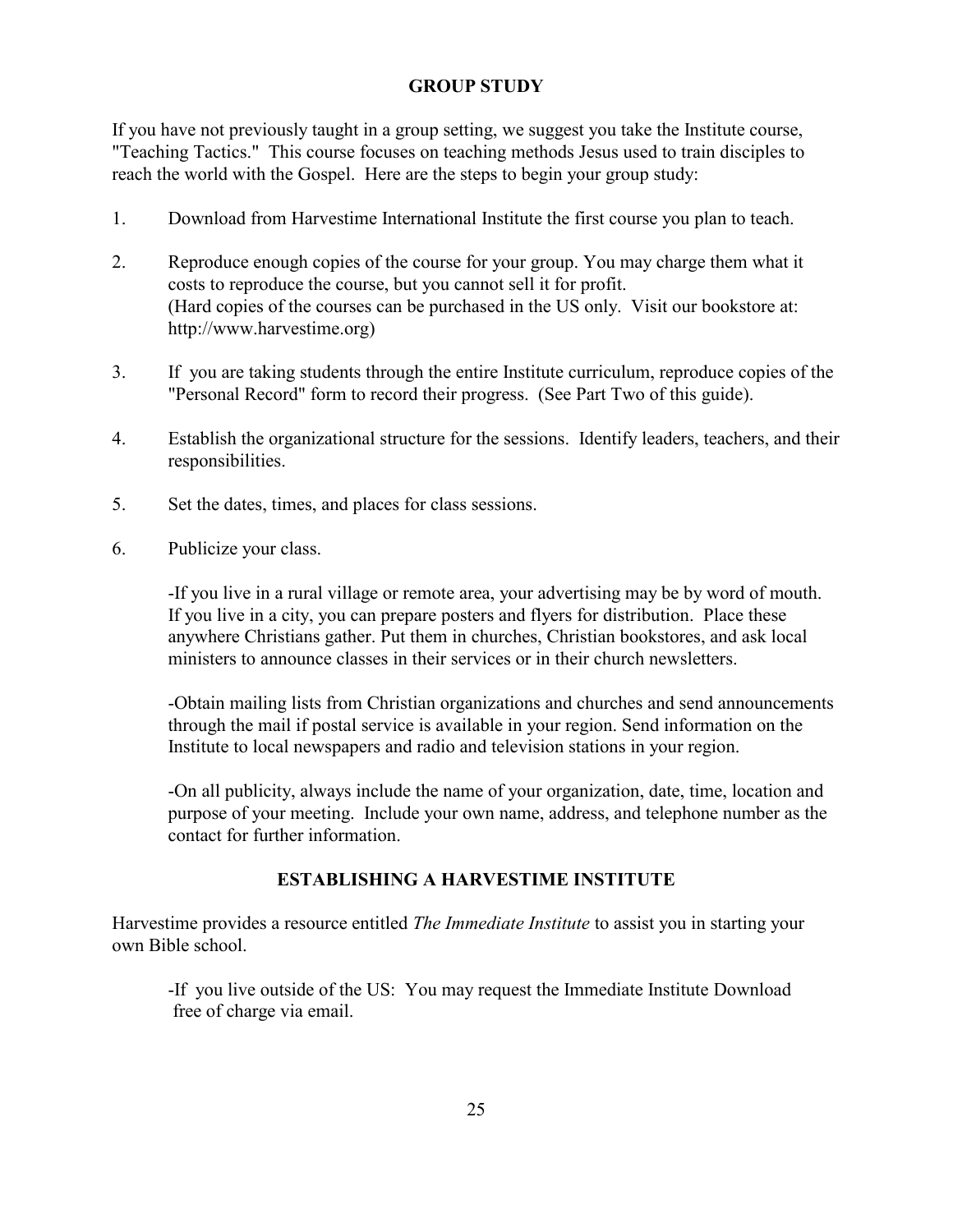## GROUP STUDY

If you have not previously taught in a group setting, we suggest you take the Institute course, "Teaching Tactics." This course focuses on teaching methods Jesus used to train disciples to reach the world with the Gospel. Here are the steps to begin your group study:

1. Download from Harvestime International Institute the first course you plan to teach.

2. Reproduce enough copies of the course for your group. You may charge them what it costs to reproduce the course, but you cannot sell it for profit. (Hard copies of the courses can be purchased in the US only. Visit our bookstore at: http://www.harvestime.org)

3. If you are taking students through the entire Institute curriculum, reproduce copies of the "Personal Record" form to record their progress. (See Part Two of this guide).

4. Establish the organizational structure for the sessions. Identify leaders, teachers, and their responsibilities.

5. Set the dates, times, and places for class sessions.

6. Publicize your class.

   -If you live in a rural village or remote area, your advertising may be by word of mouth. If you live in a city, you can prepare posters and flyers for distribution. Place these anywhere Christians gather. Put them in churches, Christian bookstores, and ask local ministers to announce classes in their services or in their church newsletters.

   -Obtain mailing lists from Christian organizations and churches and send announcements through the mail if postal service is available in your region. Send information on the Institute to local newspapers and radio and television stations in your region.

   -On all publicity, always include the name of your organization, date, time, location and purpose of your meeting. Include your own name, address, and telephone number as the contact for further information.

## ESTABLISHING A HARVESTIME INSTITUTE

Harvestime provides a resource entitled *The Immediate Institute* to assist you in starting your own Bible school.

-If you live outside of the US: You may request the Immediate Institute Download free of charge via email.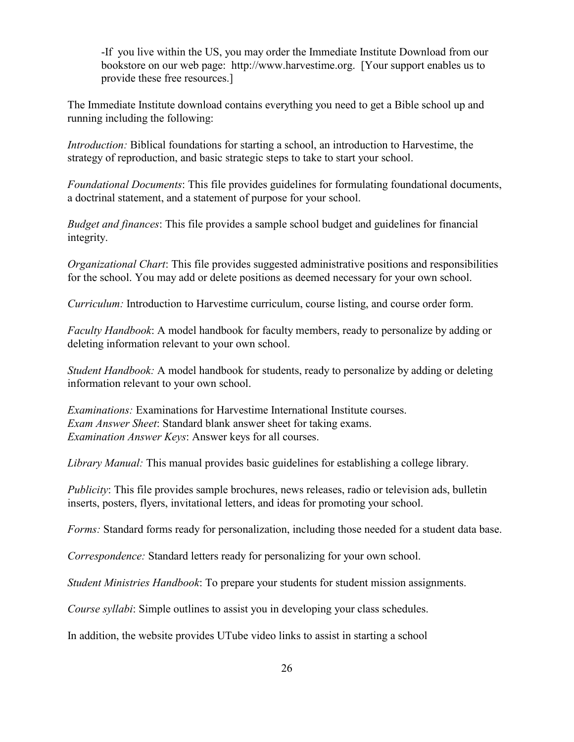-If you live within the US, you may order the Immediate Institute Download from our bookstore on our web page: http://www.harvestime.org. [Your support enables us to provide these free resources.]

The Immediate Institute download contains everything you need to get a Bible school up and running including the following:

*Introduction:* Biblical foundations for starting a school, an introduction to Harvestime, the strategy of reproduction, and basic strategic steps to take to start your school.

*Foundational Documents*: This file provides guidelines for formulating foundational documents, a doctrinal statement, and a statement of purpose for your school.

*Budget and finances*: This file provides a sample school budget and guidelines for financial integrity.

*Organizational Chart*: This file provides suggested administrative positions and responsibilities for the school. You may add or delete positions as deemed necessary for your own school.

*Curriculum:* Introduction to Harvestime curriculum, course listing, and course order form.

*Faculty Handbook*: A model handbook for faculty members, ready to personalize by adding or deleting information relevant to your own school.

*Student Handbook:* A model handbook for students, ready to personalize by adding or deleting information relevant to your own school.

*Examinations:* Examinations for Harvestime International Institute courses.
*Exam Answer Sheet*: Standard blank answer sheet for taking exams.
*Examination Answer Keys*: Answer keys for all courses.

*Library Manual:* This manual provides basic guidelines for establishing a college library.

*Publicity*: This file provides sample brochures, news releases, radio or television ads, bulletin inserts, posters, flyers, invitational letters, and ideas for promoting your school.

*Forms:* Standard forms ready for personalization, including those needed for a student data base.

*Correspondence:* Standard letters ready for personalizing for your own school.

*Student Ministries Handbook*: To prepare your students for student mission assignments.

*Course syllabi*: Simple outlines to assist you in developing your class schedules.

In addition, the website provides UTube video links to assist in starting a school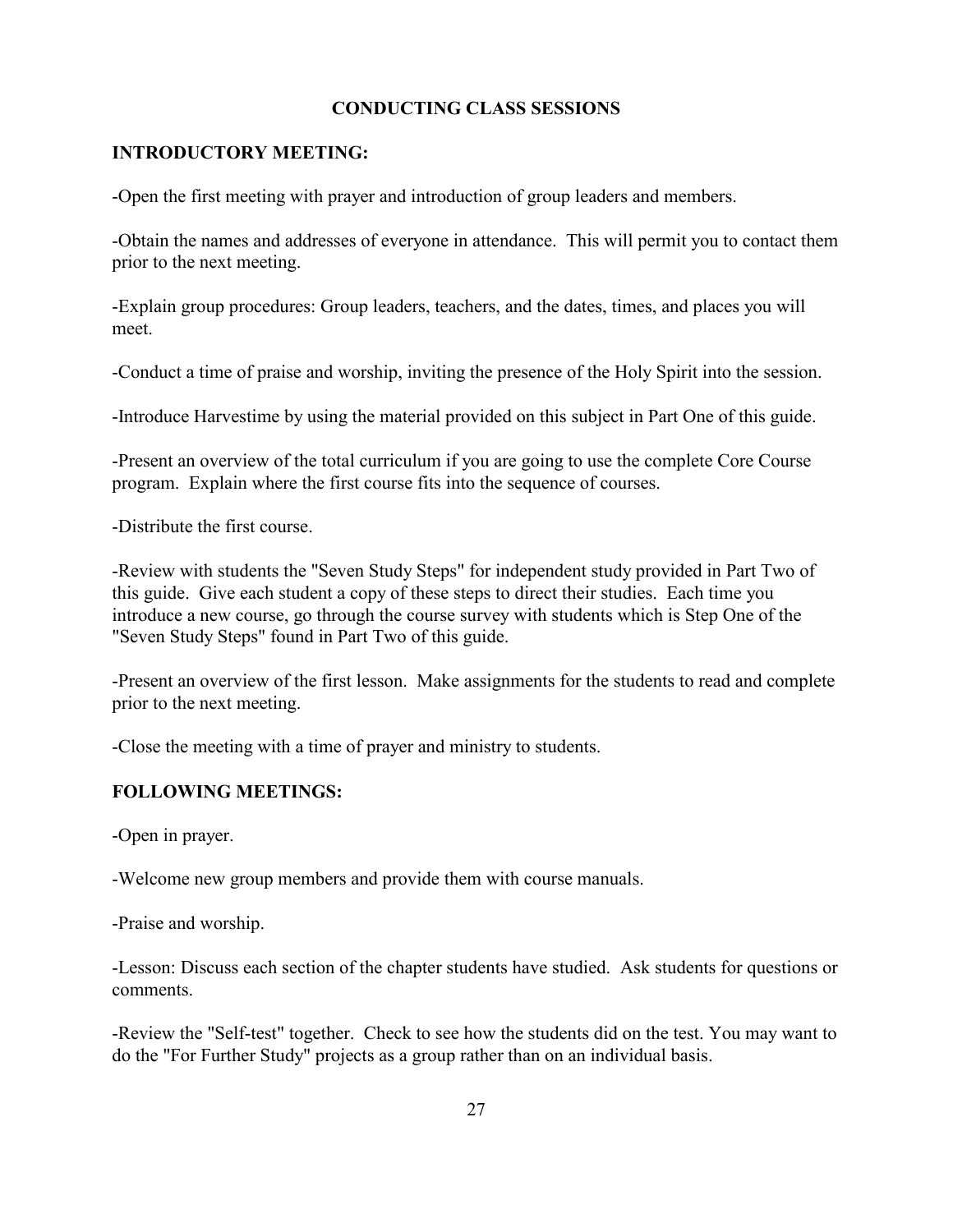## CONDUCTING CLASS SESSIONS

### INTRODUCTORY MEETING:

-Open the first meeting with prayer and introduction of group leaders and members.

-Obtain the names and addresses of everyone in attendance. This will permit you to contact them prior to the next meeting.

-Explain group procedures: Group leaders, teachers, and the dates, times, and places you will meet.

-Conduct a time of praise and worship, inviting the presence of the Holy Spirit into the session.

-Introduce Harvestime by using the material provided on this subject in Part One of this guide.

-Present an overview of the total curriculum if you are going to use the complete Core Course program. Explain where the first course fits into the sequence of courses.

-Distribute the first course.

-Review with students the "Seven Study Steps" for independent study provided in Part Two of this guide. Give each student a copy of these steps to direct their studies. Each time you introduce a new course, go through the course survey with students which is Step One of the "Seven Study Steps" found in Part Two of this guide.

-Present an overview of the first lesson. Make assignments for the students to read and complete prior to the next meeting.

-Close the meeting with a time of prayer and ministry to students.

### FOLLOWING MEETINGS:

-Open in prayer.

-Welcome new group members and provide them with course manuals.

-Praise and worship.

-Lesson: Discuss each section of the chapter students have studied. Ask students for questions or comments.

-Review the "Self-test" together. Check to see how the students did on the test. You may want to do the "For Further Study" projects as a group rather than on an individual basis.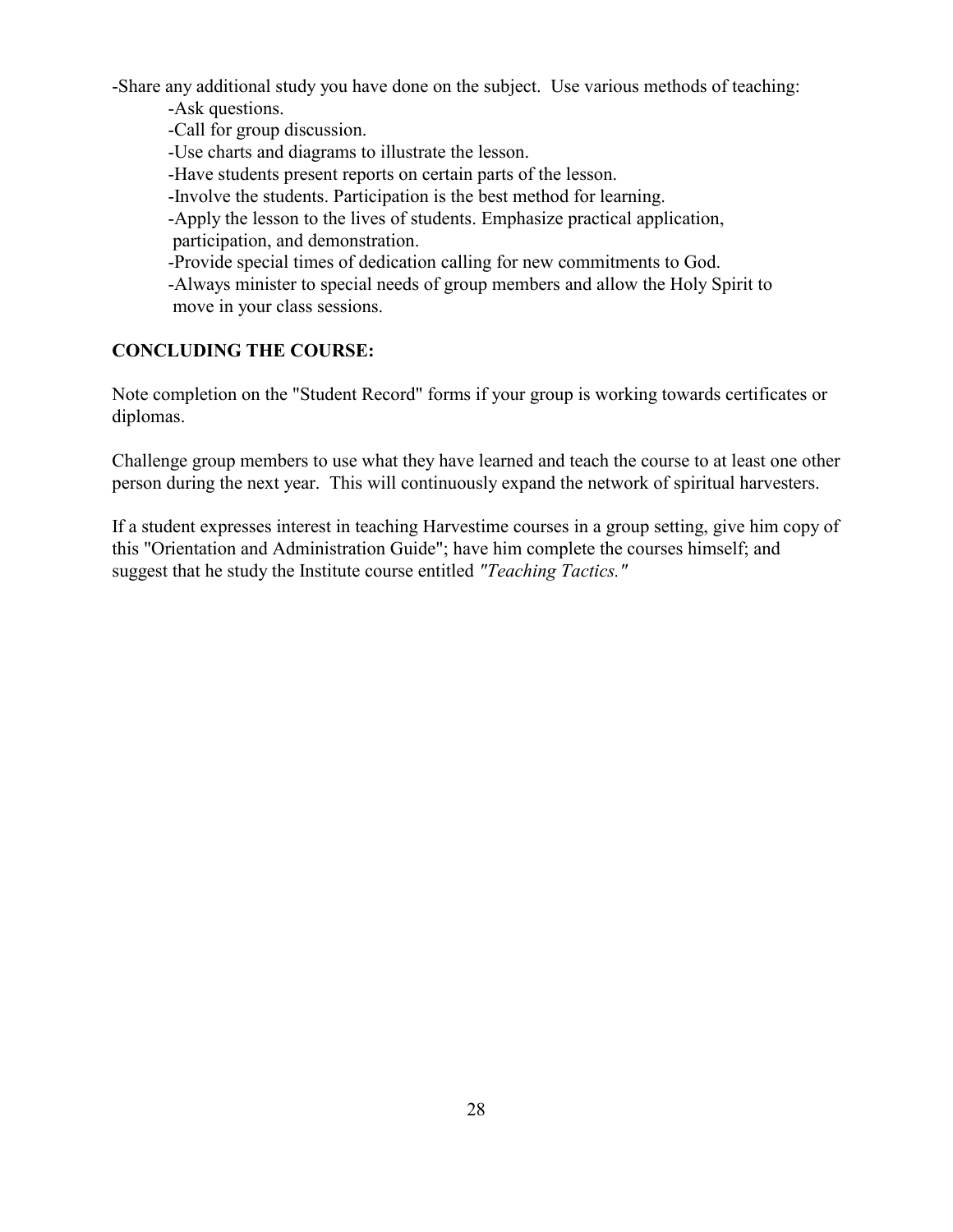-Share any additional study you have done on the subject. Use various methods of teaching:

- -Ask questions.
- -Call for group discussion.
- -Use charts and diagrams to illustrate the lesson.
- -Have students present reports on certain parts of the lesson.
- -Involve the students. Participation is the best method for learning.
- -Apply the lesson to the lives of students. Emphasize practical application, participation, and demonstration.
- -Provide special times of dedication calling for new commitments to God.
- -Always minister to special needs of group members and allow the Holy Spirit to move in your class sessions.

**CONCLUDING THE COURSE:**

Note completion on the "Student Record" forms if your group is working towards certificates or diplomas.

Challenge group members to use what they have learned and teach the course to at least one other person during the next year. This will continuously expand the network of spiritual harvesters.

If a student expresses interest in teaching Harvestime courses in a group setting, give him copy of this "Orientation and Administration Guide"; have him complete the courses himself; and suggest that he study the Institute course entitled *"Teaching Tactics."*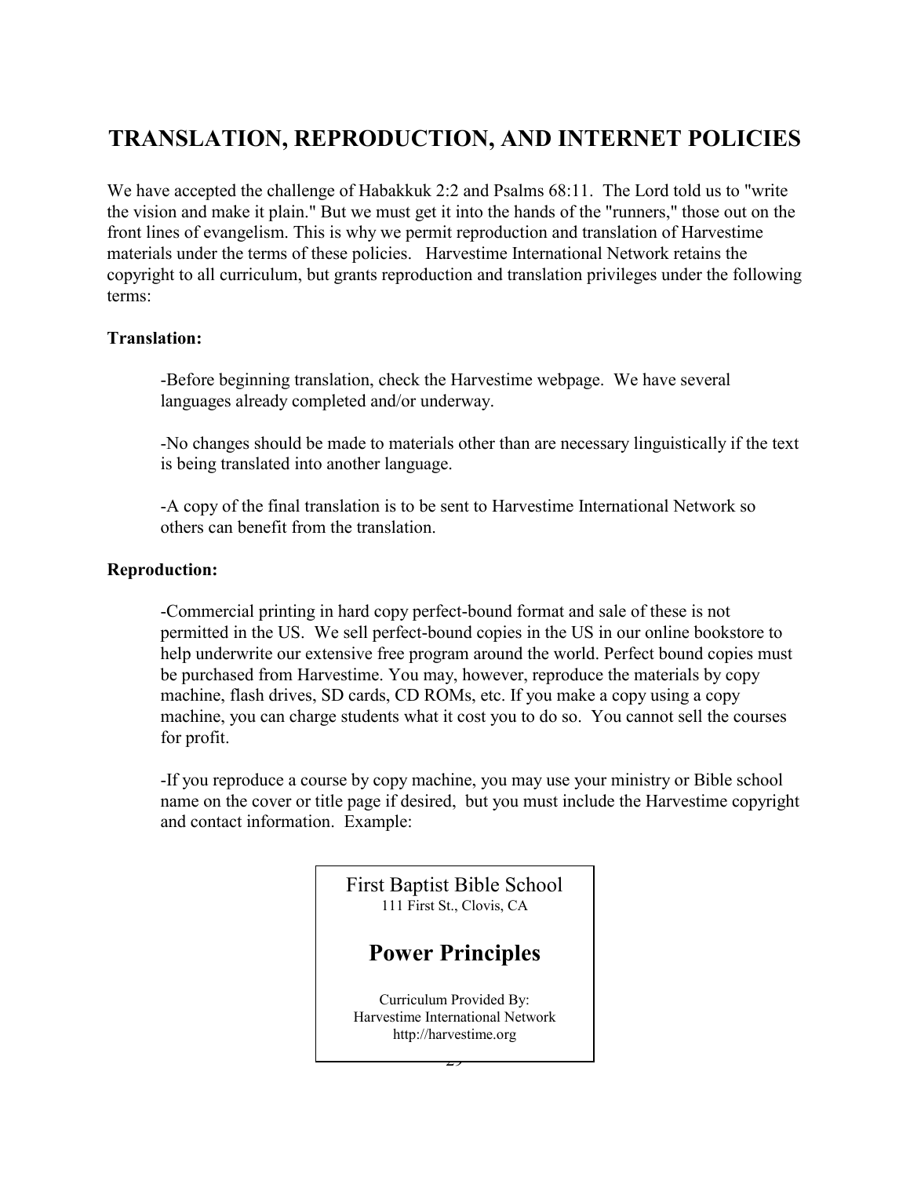# TRANSLATION, REPRODUCTION, AND INTERNET POLICIES

We have accepted the challenge of Habakkuk 2:2 and Psalms 68:11. The Lord told us to "write the vision and make it plain." But we must get it into the hands of the "runners," those out on the front lines of evangelism. This is why we permit reproduction and translation of Harvestime materials under the terms of these policies. Harvestime International Network retains the copyright to all curriculum, but grants reproduction and translation privileges under the following terms:

**Translation:**

-Before beginning translation, check the Harvestime webpage. We have several languages already completed and/or underway.

-No changes should be made to materials other than are necessary linguistically if the text is being translated into another language.

-A copy of the final translation is to be sent to Harvestime International Network so others can benefit from the translation.

**Reproduction:**

-Commercial printing in hard copy perfect-bound format and sale of these is not permitted in the US. We sell perfect-bound copies in the US in our online bookstore to help underwrite our extensive free program around the world. Perfect bound copies must be purchased from Harvestime. You may, however, reproduce the materials by copy machine, flash drives, SD cards, CD ROMs, etc. If you make a copy using a copy machine, you can charge students what it cost you to do so. You cannot sell the courses for profit.

-If you reproduce a course by copy machine, you may use your ministry or Bible school name on the cover or title page if desired, but you must include the Harvestime copyright and contact information. Example:

> First Baptist Bible School
> 111 First St., Clovis, CA
>
> **Power Principles**
>
> Curriculum Provided By:
> Harvestime International Network
> http://harvestime.org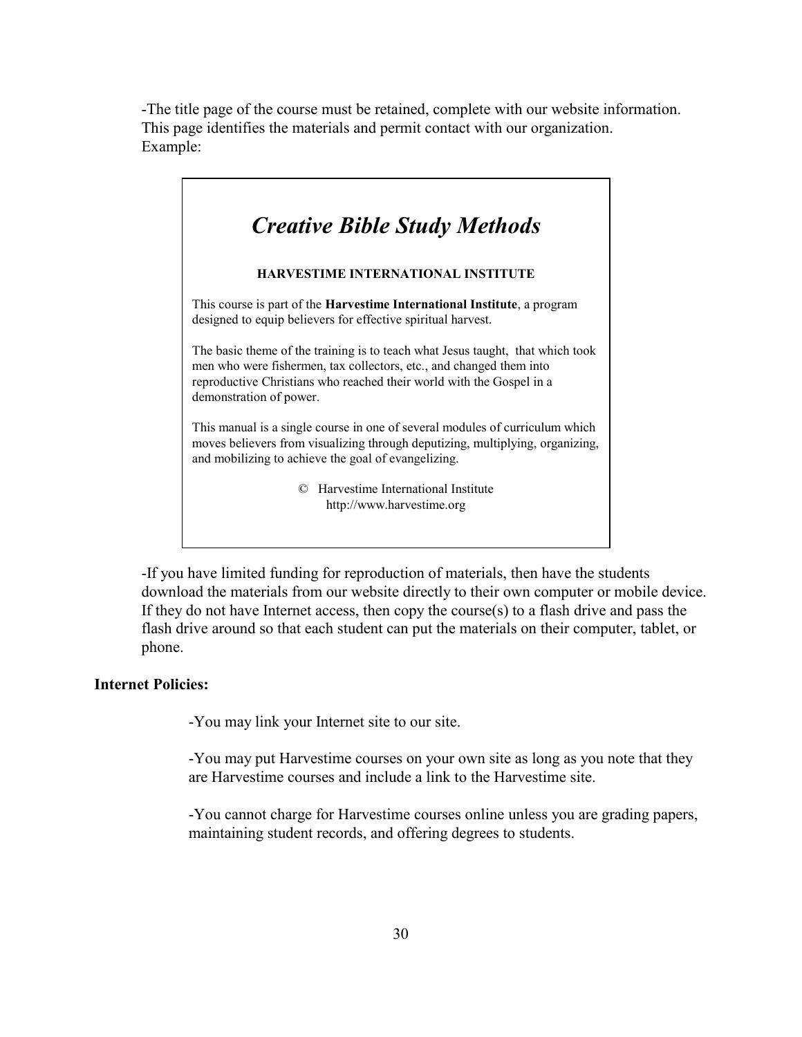-The title page of the course must be retained, complete with our website information. This page identifies the materials and permit contact with our organization. Example:

> ***Creative Bible Study Methods***
>
> **HARVESTIME INTERNATIONAL INSTITUTE**
>
> This course is part of the **Harvestime International Institute**, a program designed to equip believers for effective spiritual harvest.
>
> The basic theme of the training is to teach what Jesus taught, that which took men who were fishermen, tax collectors, etc., and changed them into reproductive Christians who reached their world with the Gospel in a demonstration of power.
>
> This manual is a single course in one of several modules of curriculum which moves believers from visualizing through deputizing, multiplying, organizing, and mobilizing to achieve the goal of evangelizing.
>
> © Harvestime International Institute
> http://www.harvestime.org

-If you have limited funding for reproduction of materials, then have the students download the materials from our website directly to their own computer or mobile device. If they do not have Internet access, then copy the course(s) to a flash drive and pass the flash drive around so that each student can put the materials on their computer, tablet, or phone.

**Internet Policies:**

-You may link your Internet site to our site.

-You may put Harvestime courses on your own site as long as you note that they are Harvestime courses and include a link to the Harvestime site.

-You cannot charge for Harvestime courses online unless you are grading papers, maintaining student records, and offering degrees to students.